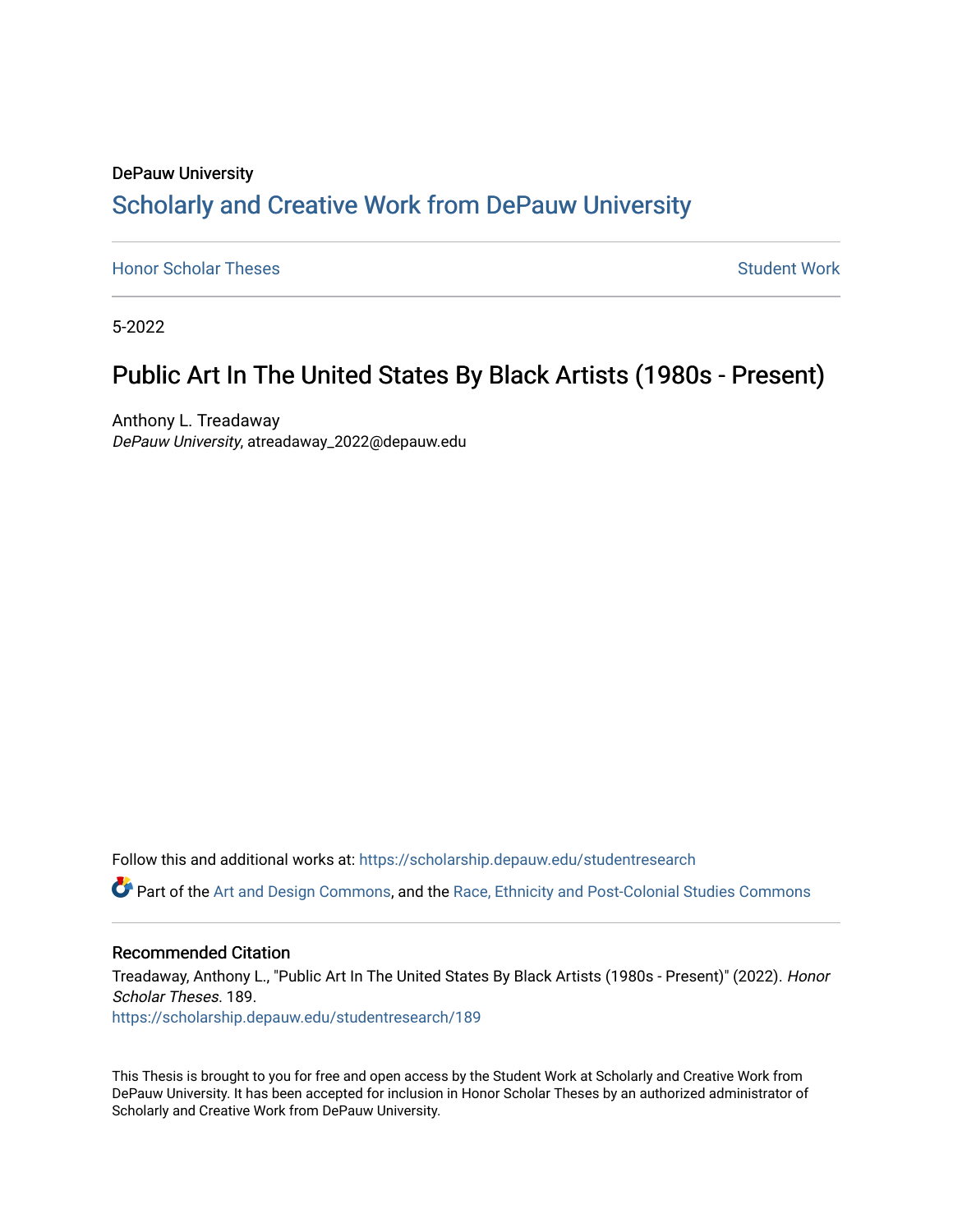DePauw University

# Scholarly and Creative Work from DePauw University

Honor Scholar Theses

Student Work

5-2022

## Public Art In The United States By Black Artists (1980s - Present)

Anthony L. Treadaway
*DePauw University*, atreadaway_2022@depauw.edu

Follow this and additional works at: https://scholarship.depauw.edu/studentresearch

Part of the Art and Design Commons, and the Race, Ethnicity and Post-Colonial Studies Commons

### Recommended Citation

Treadaway, Anthony L., "Public Art In The United States By Black Artists (1980s - Present)" (2022). *Honor Scholar Theses*. 189.
https://scholarship.depauw.edu/studentresearch/189

This Thesis is brought to you for free and open access by the Student Work at Scholarly and Creative Work from DePauw University. It has been accepted for inclusion in Honor Scholar Theses by an authorized administrator of Scholarly and Creative Work from DePauw University.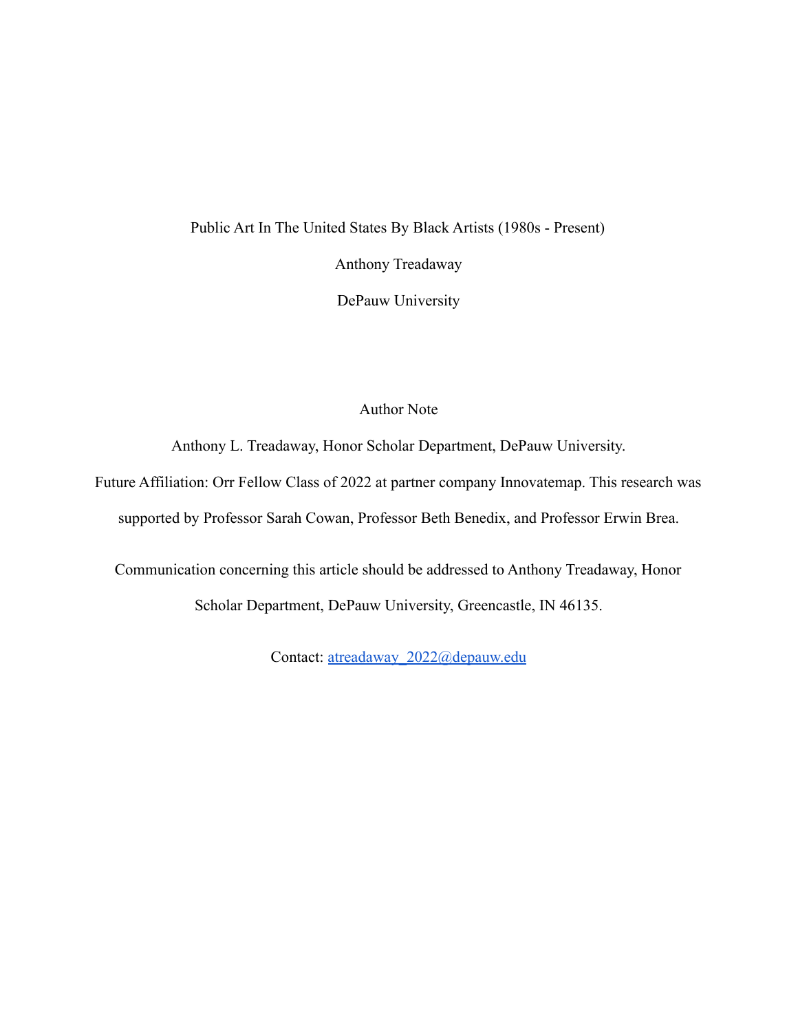Public Art In The United States By Black Artists (1980s - Present)

Anthony Treadaway

DePauw University

Author Note

Anthony L. Treadaway, Honor Scholar Department, DePauw University.

Future Affiliation: Orr Fellow Class of 2022 at partner company Innovatemap. This research was supported by Professor Sarah Cowan, Professor Beth Benedix, and Professor Erwin Brea.

Communication concerning this article should be addressed to Anthony Treadaway, Honor Scholar Department, DePauw University, Greencastle, IN 46135.

Contact: atreadaway_2022@depauw.edu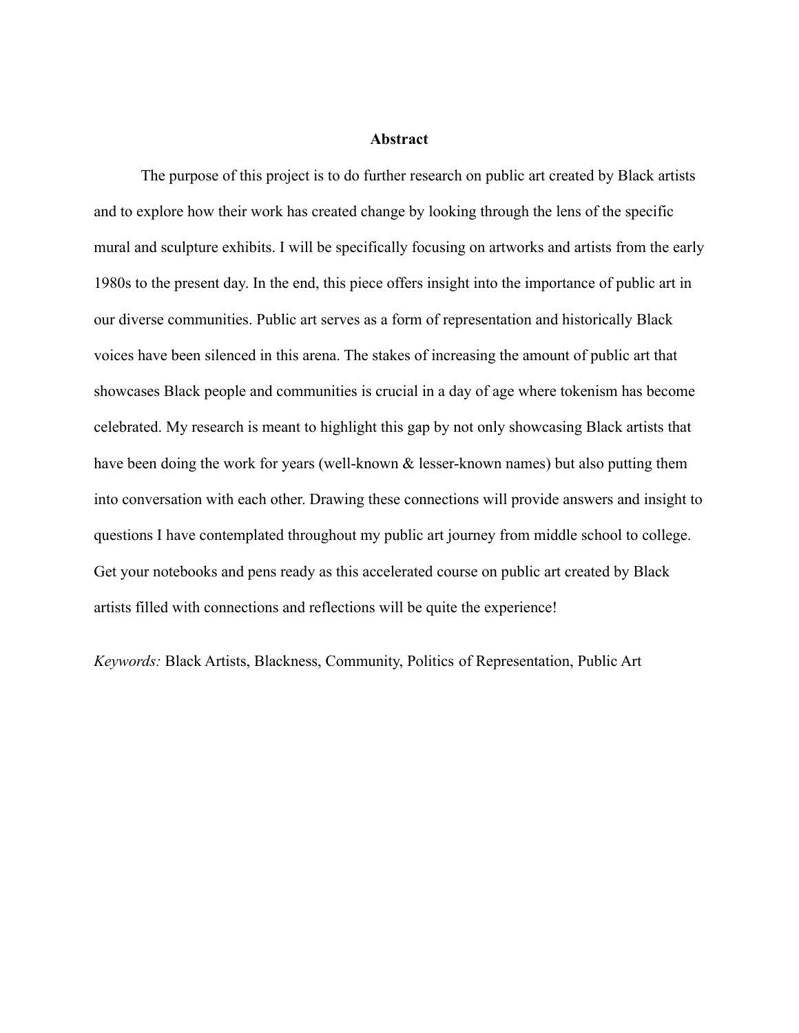# Abstract

The purpose of this project is to do further research on public art created by Black artists and to explore how their work has created change by looking through the lens of the specific mural and sculpture exhibits. I will be specifically focusing on artworks and artists from the early 1980s to the present day. In the end, this piece offers insight into the importance of public art in our diverse communities. Public art serves as a form of representation and historically Black voices have been silenced in this arena. The stakes of increasing the amount of public art that showcases Black people and communities is crucial in a day of age where tokenism has become celebrated. My research is meant to highlight this gap by not only showcasing Black artists that have been doing the work for years (well-known & lesser-known names) but also putting them into conversation with each other. Drawing these connections will provide answers and insight to questions I have contemplated throughout my public art journey from middle school to college. Get your notebooks and pens ready as this accelerated course on public art created by Black artists filled with connections and reflections will be quite the experience!

*Keywords:* Black Artists, Blackness, Community, Politics of Representation, Public Art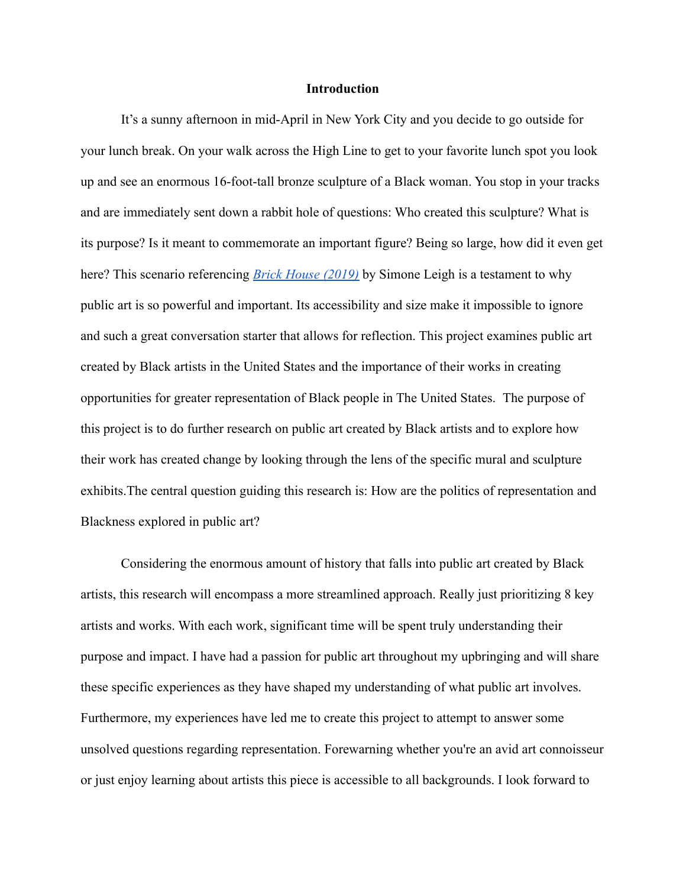**Introduction**

It's a sunny afternoon in mid-April in New York City and you decide to go outside for your lunch break. On your walk across the High Line to get to your favorite lunch spot you look up and see an enormous 16-foot-tall bronze sculpture of a Black woman. You stop in your tracks and are immediately sent down a rabbit hole of questions: Who created this sculpture? What is its purpose? Is it meant to commemorate an important figure? Being so large, how did it even get here? This scenario referencing *Brick House (2019)* by Simone Leigh is a testament to why public art is so powerful and important. Its accessibility and size make it impossible to ignore and such a great conversation starter that allows for reflection. This project examines public art created by Black artists in the United States and the importance of their works in creating opportunities for greater representation of Black people in The United States. The purpose of this project is to do further research on public art created by Black artists and to explore how their work has created change by looking through the lens of the specific mural and sculpture exhibits.The central question guiding this research is: How are the politics of representation and Blackness explored in public art?

Considering the enormous amount of history that falls into public art created by Black artists, this research will encompass a more streamlined approach. Really just prioritizing 8 key artists and works. With each work, significant time will be spent truly understanding their purpose and impact. I have had a passion for public art throughout my upbringing and will share these specific experiences as they have shaped my understanding of what public art involves. Furthermore, my experiences have led me to create this project to attempt to answer some unsolved questions regarding representation. Forewarning whether you're an avid art connoisseur or just enjoy learning about artists this piece is accessible to all backgrounds. I look forward to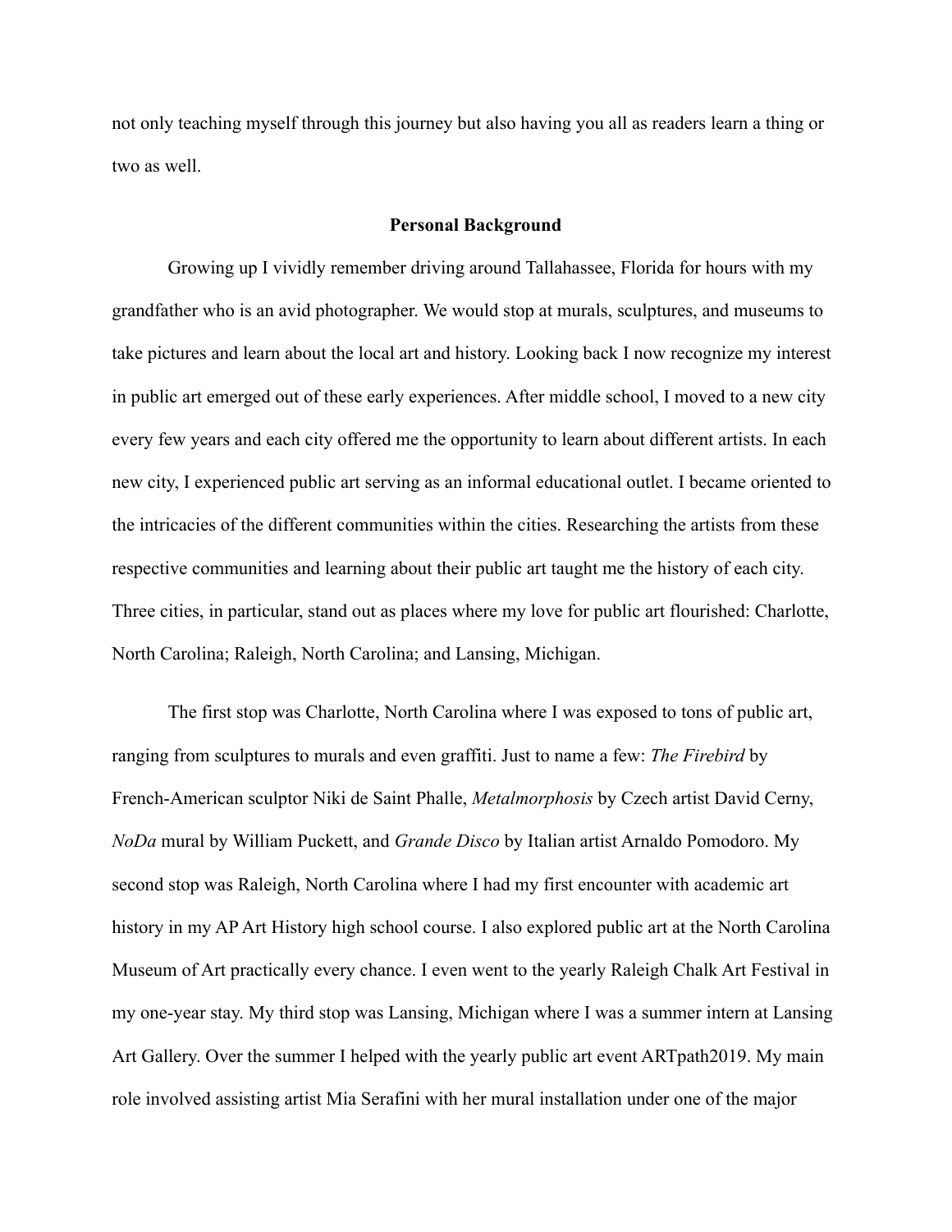not only teaching myself through this journey but also having you all as readers learn a thing or two as well.

## Personal Background

Growing up I vividly remember driving around Tallahassee, Florida for hours with my grandfather who is an avid photographer. We would stop at murals, sculptures, and museums to take pictures and learn about the local art and history. Looking back I now recognize my interest in public art emerged out of these early experiences. After middle school, I moved to a new city every few years and each city offered me the opportunity to learn about different artists. In each new city, I experienced public art serving as an informal educational outlet. I became oriented to the intricacies of the different communities within the cities. Researching the artists from these respective communities and learning about their public art taught me the history of each city. Three cities, in particular, stand out as places where my love for public art flourished: Charlotte, North Carolina; Raleigh, North Carolina; and Lansing, Michigan.

The first stop was Charlotte, North Carolina where I was exposed to tons of public art, ranging from sculptures to murals and even graffiti. Just to name a few: *The Firebird* by French-American sculptor Niki de Saint Phalle, *Metalmorphosis* by Czech artist David Cerny, *NoDa* mural by William Puckett, and *Grande Disco* by Italian artist Arnaldo Pomodoro. My second stop was Raleigh, North Carolina where I had my first encounter with academic art history in my AP Art History high school course. I also explored public art at the North Carolina Museum of Art practically every chance. I even went to the yearly Raleigh Chalk Art Festival in my one-year stay. My third stop was Lansing, Michigan where I was a summer intern at Lansing Art Gallery. Over the summer I helped with the yearly public art event ARTpath2019. My main role involved assisting artist Mia Serafini with her mural installation under one of the major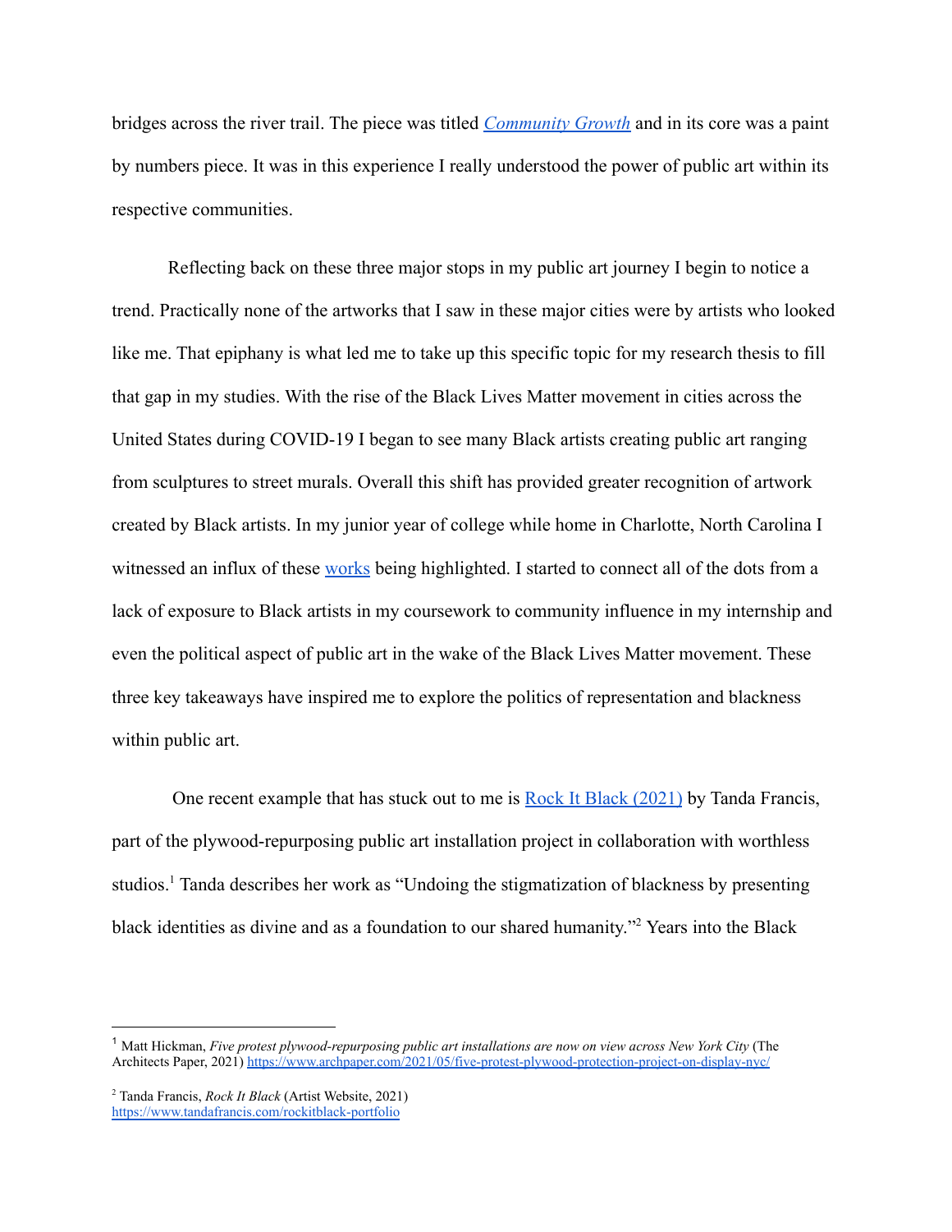bridges across the river trail. The piece was titled [*Community Growth*]() and in its core was a paint by numbers piece. It was in this experience I really understood the power of public art within its respective communities.

Reflecting back on these three major stops in my public art journey I begin to notice a trend. Practically none of the artworks that I saw in these major cities were by artists who looked like me. That epiphany is what led me to take up this specific topic for my research thesis to fill that gap in my studies. With the rise of the Black Lives Matter movement in cities across the United States during COVID-19 I began to see many Black artists creating public art ranging from sculptures to street murals. Overall this shift has provided greater recognition of artwork created by Black artists. In my junior year of college while home in Charlotte, North Carolina I witnessed an influx of these [works]() being highlighted. I started to connect all of the dots from a lack of exposure to Black artists in my coursework to community influence in my internship and even the political aspect of public art in the wake of the Black Lives Matter movement. These three key takeaways have inspired me to explore the politics of representation and blackness within public art.

One recent example that has stuck out to me is [Rock It Black (2021)]() by Tanda Francis, part of the plywood-repurposing public art installation project in collaboration with worthless studios.[1] Tanda describes her work as "Undoing the stigmatization of blackness by presenting black identities as divine and as a foundation to our shared humanity."[2] Years into the Black

---

[1] Matt Hickman, *Five protest plywood-repurposing public art installations are now on view across New York City* (The Architects Paper, 2021) https://www.archpaper.com/2021/05/five-protest-plywood-protection-project-on-display-nyc/

[2] Tanda Francis, *Rock It Black* (Artist Website, 2021) https://www.tandafrancis.com/rockitblack-portfolio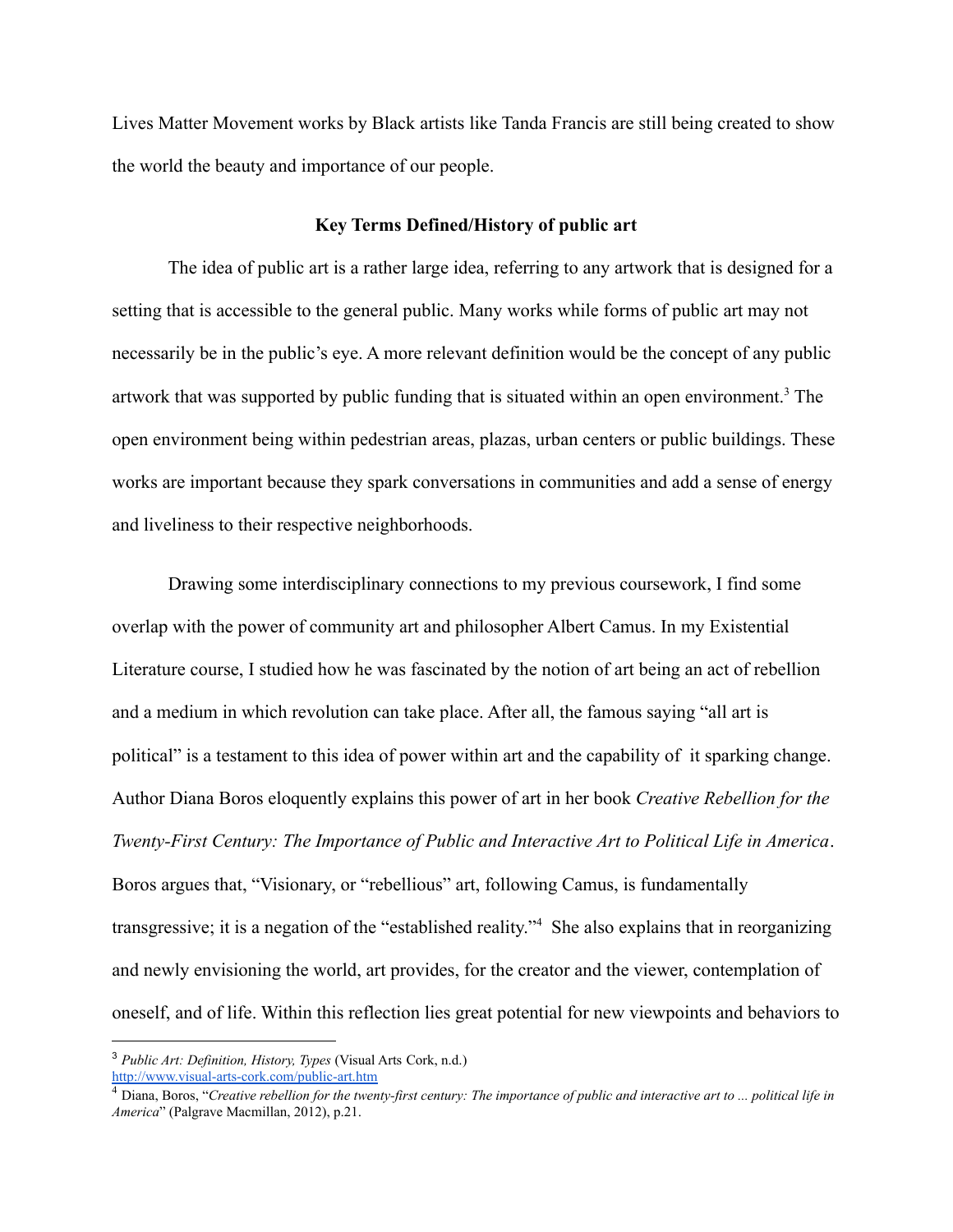Lives Matter Movement works by Black artists like Tanda Francis are still being created to show the world the beauty and importance of our people.

## Key Terms Defined/History of public art

The idea of public art is a rather large idea, referring to any artwork that is designed for a setting that is accessible to the general public. Many works while forms of public art may not necessarily be in the public's eye. A more relevant definition would be the concept of any public artwork that was supported by public funding that is situated within an open environment.[3] The open environment being within pedestrian areas, plazas, urban centers or public buildings. These works are important because they spark conversations in communities and add a sense of energy and liveliness to their respective neighborhoods.

Drawing some interdisciplinary connections to my previous coursework, I find some overlap with the power of community art and philosopher Albert Camus. In my Existential Literature course, I studied how he was fascinated by the notion of art being an act of rebellion and a medium in which revolution can take place. After all, the famous saying "all art is political" is a testament to this idea of power within art and the capability of it sparking change. Author Diana Boros eloquently explains this power of art in her book *Creative Rebellion for the Twenty-First Century: The Importance of Public and Interactive Art to Political Life in America*. Boros argues that, "Visionary, or "rebellious" art, following Camus, is fundamentally transgressive; it is a negation of the "established reality."[4] She also explains that in reorganizing and newly envisioning the world, art provides, for the creator and the viewer, contemplation of oneself, and of life. Within this reflection lies great potential for new viewpoints and behaviors to

---

[3] *Public Art: Definition, History, Types* (Visual Arts Cork, n.d.) http://www.visual-arts-cork.com/public-art.htm

[4] Diana, Boros, "*Creative rebellion for the twenty-first century: The importance of public and interactive art to ... political life in America*" (Palgrave Macmillan, 2012), p.21.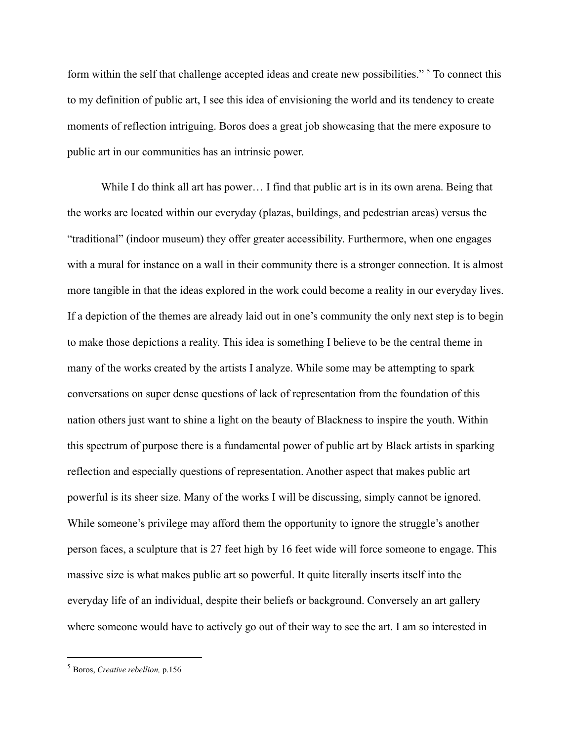form within the self that challenge accepted ideas and create new possibilities." [5] To connect this to my definition of public art, I see this idea of envisioning the world and its tendency to create moments of reflection intriguing. Boros does a great job showcasing that the mere exposure to public art in our communities has an intrinsic power.

While I do think all art has power… I find that public art is in its own arena. Being that the works are located within our everyday (plazas, buildings, and pedestrian areas) versus the "traditional" (indoor museum) they offer greater accessibility. Furthermore, when one engages with a mural for instance on a wall in their community there is a stronger connection. It is almost more tangible in that the ideas explored in the work could become a reality in our everyday lives. If a depiction of the themes are already laid out in one's community the only next step is to begin to make those depictions a reality. This idea is something I believe to be the central theme in many of the works created by the artists I analyze. While some may be attempting to spark conversations on super dense questions of lack of representation from the foundation of this nation others just want to shine a light on the beauty of Blackness to inspire the youth. Within this spectrum of purpose there is a fundamental power of public art by Black artists in sparking reflection and especially questions of representation. Another aspect that makes public art powerful is its sheer size. Many of the works I will be discussing, simply cannot be ignored. While someone's privilege may afford them the opportunity to ignore the struggle's another person faces, a sculpture that is 27 feet high by 16 feet wide will force someone to engage. This massive size is what makes public art so powerful. It quite literally inserts itself into the everyday life of an individual, despite their beliefs or background. Conversely an art gallery where someone would have to actively go out of their way to see the art. I am so interested in

---

[5] Boros, *Creative rebellion,* p.156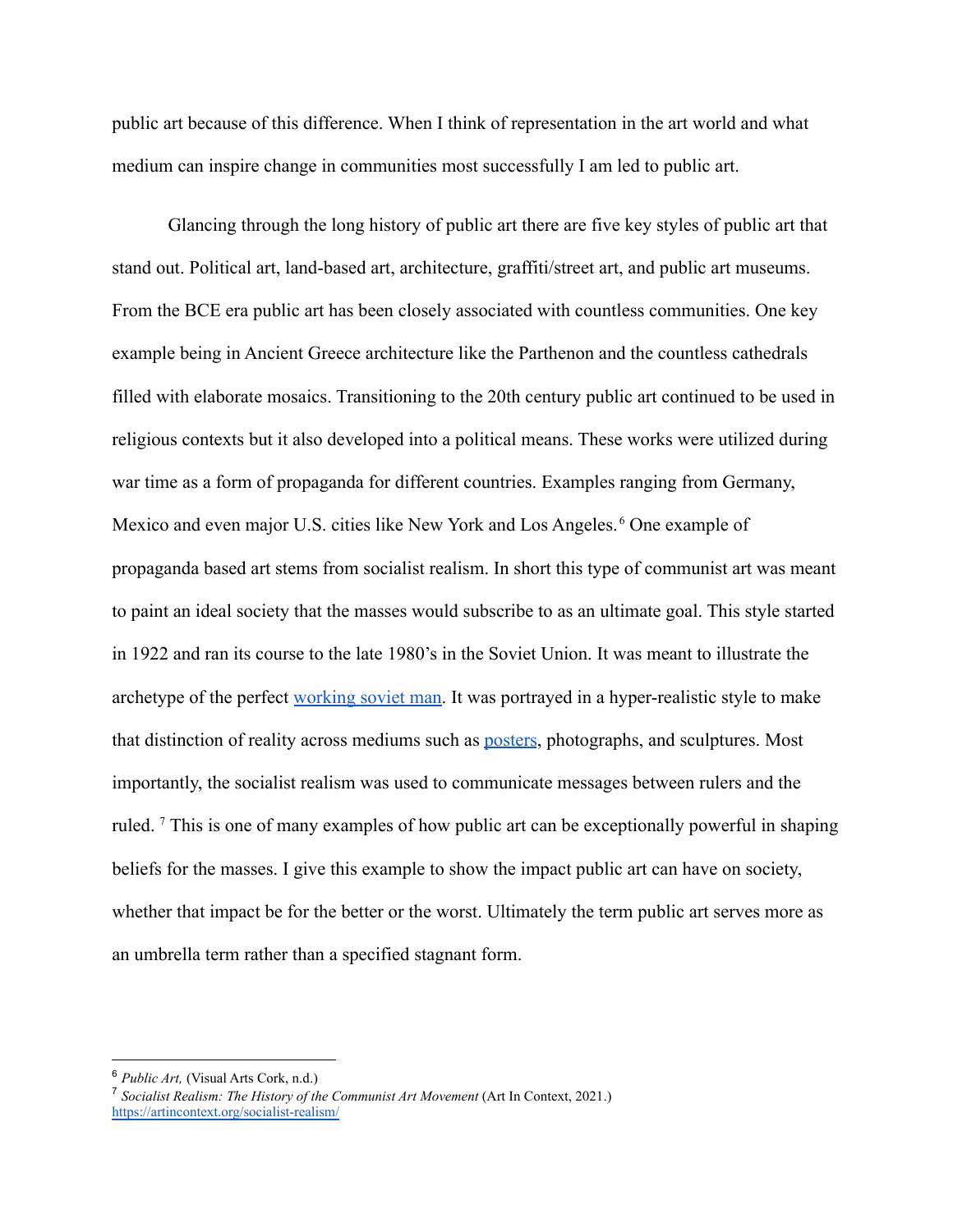public art because of this difference. When I think of representation in the art world and what medium can inspire change in communities most successfully I am led to public art.

Glancing through the long history of public art there are five key styles of public art that stand out. Political art, land-based art, architecture, graffiti/street art, and public art museums. From the BCE era public art has been closely associated with countless communities. One key example being in Ancient Greece architecture like the Parthenon and the countless cathedrals filled with elaborate mosaics. Transitioning to the 20th century public art continued to be used in religious contexts but it also developed into a political means. These works were utilized during war time as a form of propaganda for different countries. Examples ranging from Germany, Mexico and even major U.S. cities like New York and Los Angeles.[6] One example of propaganda based art stems from socialist realism. In short this type of communist art was meant to paint an ideal society that the masses would subscribe to as an ultimate goal. This style started in 1922 and ran its course to the late 1980's in the Soviet Union. It was meant to illustrate the archetype of the perfect [working soviet man](). It was portrayed in a hyper-realistic style to make that distinction of reality across mediums such as [posters](), photographs, and sculptures. Most importantly, the socialist realism was used to communicate messages between rulers and the ruled. [7] This is one of many examples of how public art can be exceptionally powerful in shaping beliefs for the masses. I give this example to show the impact public art can have on society, whether that impact be for the better or the worst. Ultimately the term public art serves more as an umbrella term rather than a specified stagnant form.

---

[6] *Public Art,* (Visual Arts Cork, n.d.)

[7] *Socialist Realism: The History of the Communist Art Movement* (Art In Context, 2021.) https://artincontext.org/socialist-realism/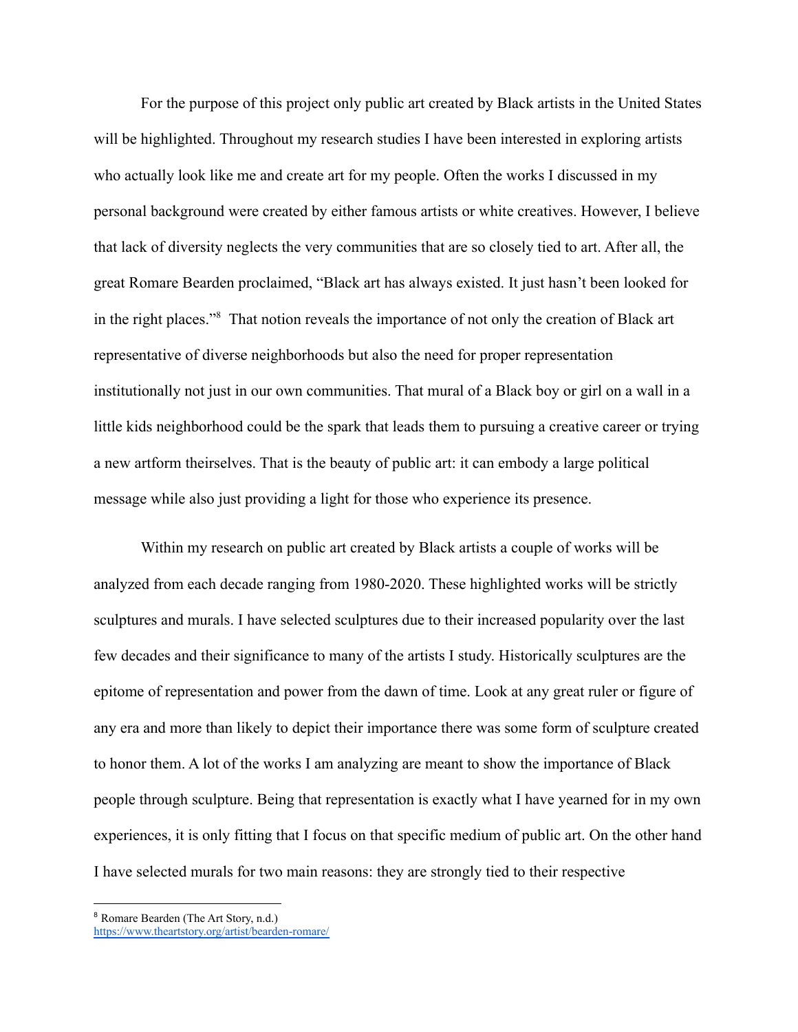For the purpose of this project only public art created by Black artists in the United States will be highlighted. Throughout my research studies I have been interested in exploring artists who actually look like me and create art for my people. Often the works I discussed in my personal background were created by either famous artists or white creatives. However, I believe that lack of diversity neglects the very communities that are so closely tied to art. After all, the great Romare Bearden proclaimed, “Black art has always existed. It just hasn’t been looked for in the right places.”[8] That notion reveals the importance of not only the creation of Black art representative of diverse neighborhoods but also the need for proper representation institutionally not just in our own communities. That mural of a Black boy or girl on a wall in a little kids neighborhood could be the spark that leads them to pursuing a creative career or trying a new artform theirselves. That is the beauty of public art: it can embody a large political message while also just providing a light for those who experience its presence.

Within my research on public art created by Black artists a couple of works will be analyzed from each decade ranging from 1980-2020. These highlighted works will be strictly sculptures and murals. I have selected sculptures due to their increased popularity over the last few decades and their significance to many of the artists I study. Historically sculptures are the epitome of representation and power from the dawn of time. Look at any great ruler or figure of any era and more than likely to depict their importance there was some form of sculpture created to honor them. A lot of the works I am analyzing are meant to show the importance of Black people through sculpture. Being that representation is exactly what I have yearned for in my own experiences, it is only fitting that I focus on that specific medium of public art. On the other hand I have selected murals for two main reasons: they are strongly tied to their respective

---

[8] Romare Bearden (The Art Story, n.d.) https://www.theartstory.org/artist/bearden-romare/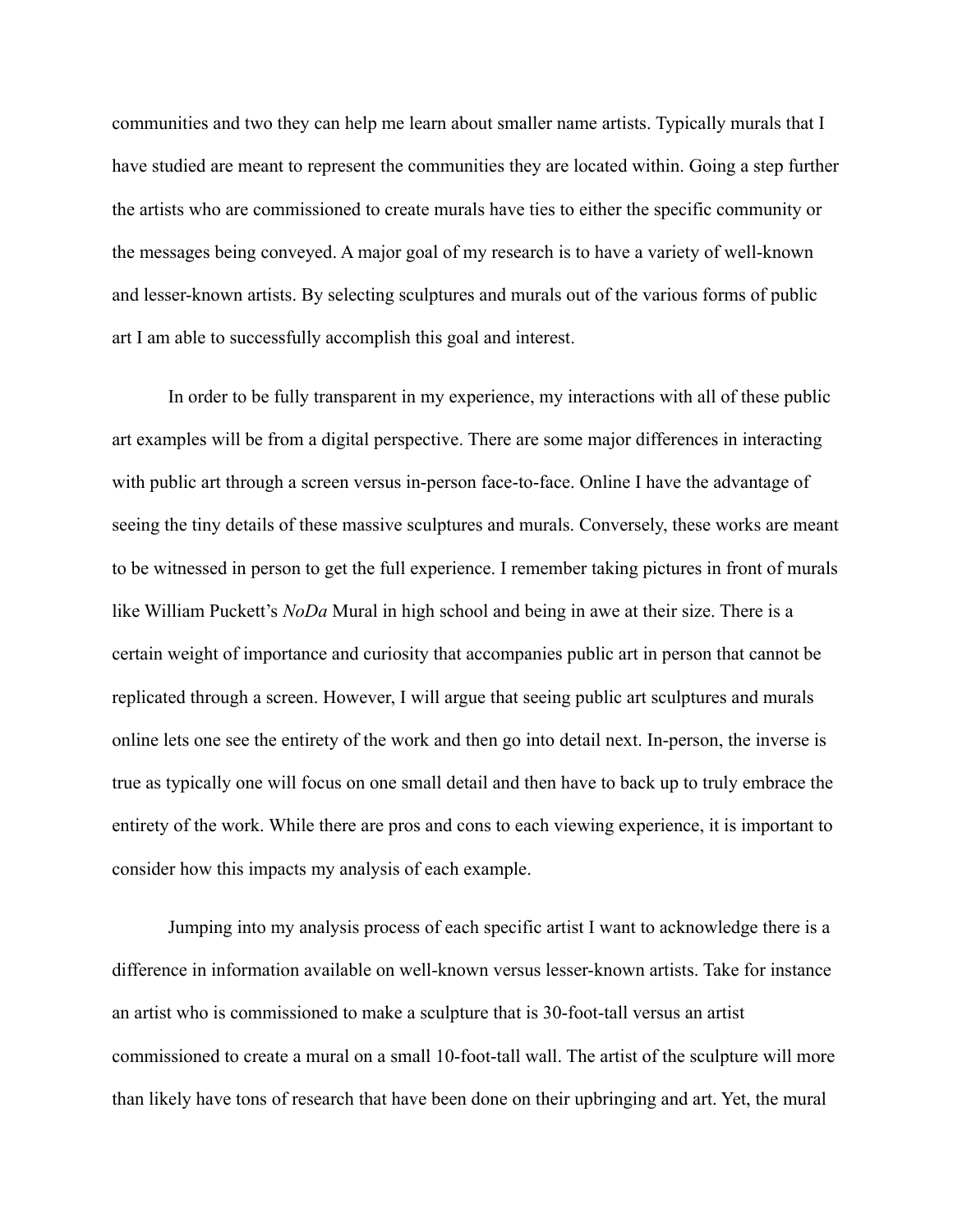communities and two they can help me learn about smaller name artists. Typically murals that I have studied are meant to represent the communities they are located within. Going a step further the artists who are commissioned to create murals have ties to either the specific community or the messages being conveyed. A major goal of my research is to have a variety of well-known and lesser-known artists. By selecting sculptures and murals out of the various forms of public art I am able to successfully accomplish this goal and interest.

In order to be fully transparent in my experience, my interactions with all of these public art examples will be from a digital perspective. There are some major differences in interacting with public art through a screen versus in-person face-to-face. Online I have the advantage of seeing the tiny details of these massive sculptures and murals. Conversely, these works are meant to be witnessed in person to get the full experience. I remember taking pictures in front of murals like William Puckett's *NoDa* Mural in high school and being in awe at their size. There is a certain weight of importance and curiosity that accompanies public art in person that cannot be replicated through a screen. However, I will argue that seeing public art sculptures and murals online lets one see the entirety of the work and then go into detail next. In-person, the inverse is true as typically one will focus on one small detail and then have to back up to truly embrace the entirety of the work. While there are pros and cons to each viewing experience, it is important to consider how this impacts my analysis of each example.

Jumping into my analysis process of each specific artist I want to acknowledge there is a difference in information available on well-known versus lesser-known artists. Take for instance an artist who is commissioned to make a sculpture that is 30-foot-tall versus an artist commissioned to create a mural on a small 10-foot-tall wall. The artist of the sculpture will more than likely have tons of research that have been done on their upbringing and art. Yet, the mural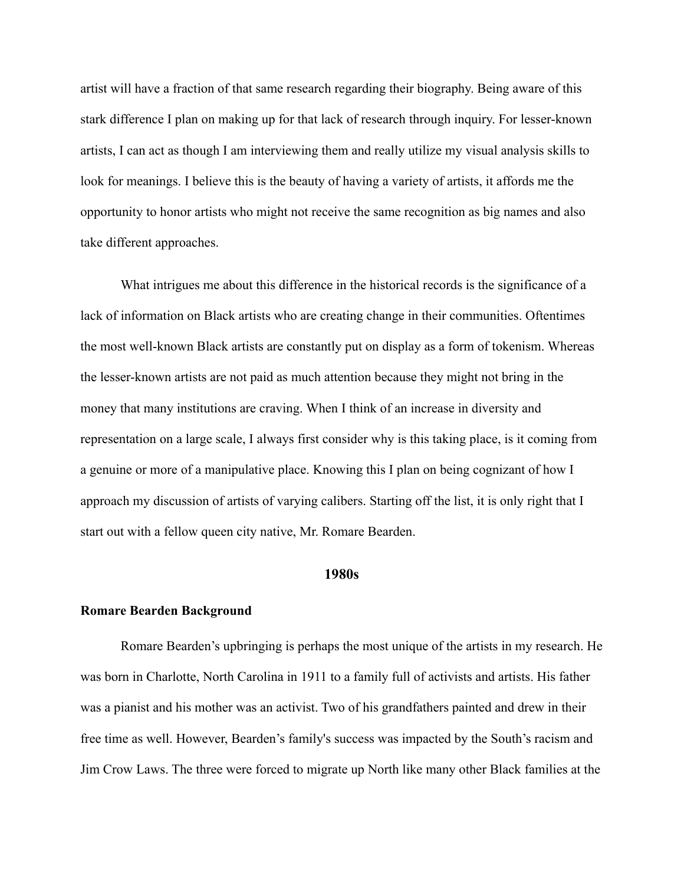artist will have a fraction of that same research regarding their biography. Being aware of this stark difference I plan on making up for that lack of research through inquiry. For lesser-known artists, I can act as though I am interviewing them and really utilize my visual analysis skills to look for meanings. I believe this is the beauty of having a variety of artists, it affords me the opportunity to honor artists who might not receive the same recognition as big names and also take different approaches.

What intrigues me about this difference in the historical records is the significance of a lack of information on Black artists who are creating change in their communities. Oftentimes the most well-known Black artists are constantly put on display as a form of tokenism. Whereas the lesser-known artists are not paid as much attention because they might not bring in the money that many institutions are craving. When I think of an increase in diversity and representation on a large scale, I always first consider why is this taking place, is it coming from a genuine or more of a manipulative place. Knowing this I plan on being cognizant of how I approach my discussion of artists of varying calibers. Starting off the list, it is only right that I start out with a fellow queen city native, Mr. Romare Bearden.

## 1980s

### Romare Bearden Background

Romare Bearden's upbringing is perhaps the most unique of the artists in my research. He was born in Charlotte, North Carolina in 1911 to a family full of activists and artists. His father was a pianist and his mother was an activist. Two of his grandfathers painted and drew in their free time as well. However, Bearden's family's success was impacted by the South's racism and Jim Crow Laws. The three were forced to migrate up North like many other Black families at the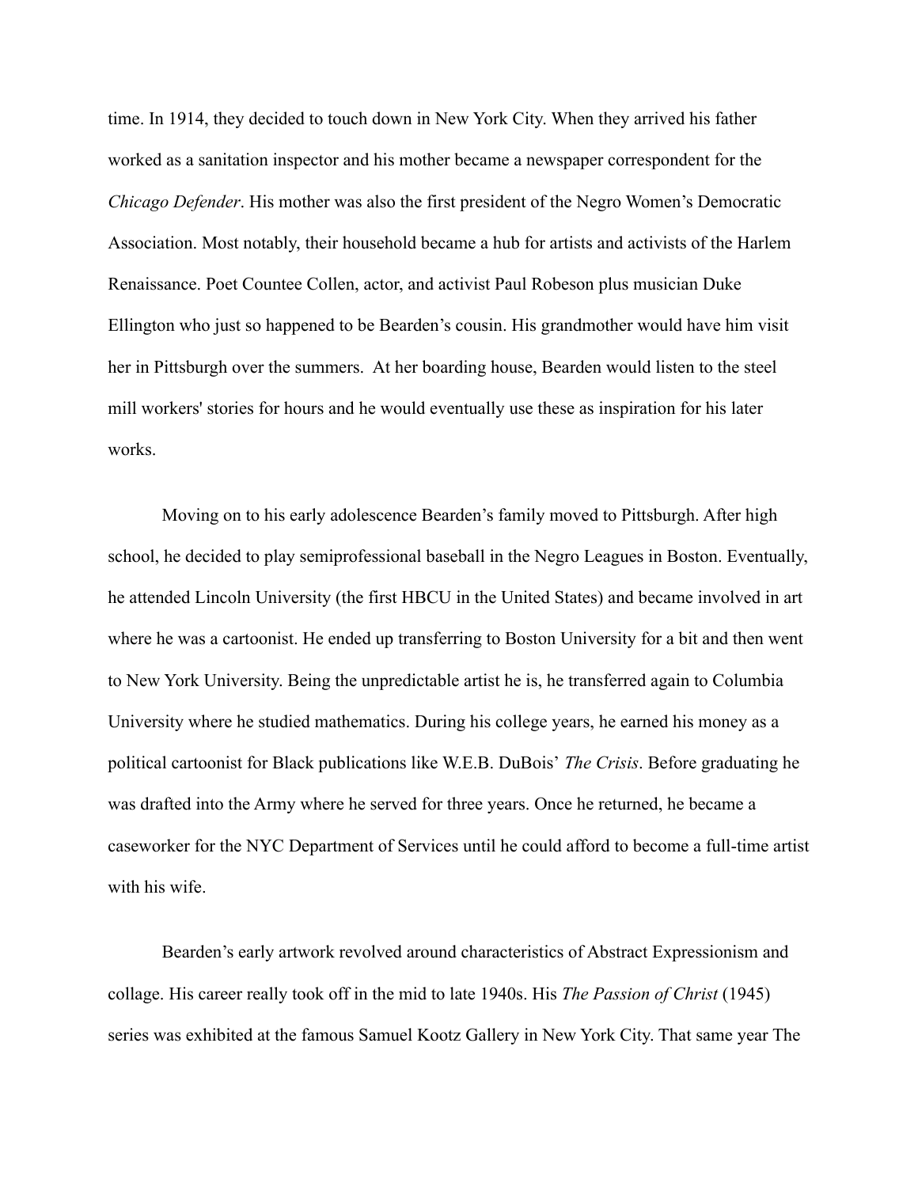time. In 1914, they decided to touch down in New York City. When they arrived his father worked as a sanitation inspector and his mother became a newspaper correspondent for the *Chicago Defender*. His mother was also the first president of the Negro Women's Democratic Association. Most notably, their household became a hub for artists and activists of the Harlem Renaissance. Poet Countee Collen, actor, and activist Paul Robeson plus musician Duke Ellington who just so happened to be Bearden's cousin. His grandmother would have him visit her in Pittsburgh over the summers. At her boarding house, Bearden would listen to the steel mill workers' stories for hours and he would eventually use these as inspiration for his later works.

Moving on to his early adolescence Bearden's family moved to Pittsburgh. After high school, he decided to play semiprofessional baseball in the Negro Leagues in Boston. Eventually, he attended Lincoln University (the first HBCU in the United States) and became involved in art where he was a cartoonist. He ended up transferring to Boston University for a bit and then went to New York University. Being the unpredictable artist he is, he transferred again to Columbia University where he studied mathematics. During his college years, he earned his money as a political cartoonist for Black publications like W.E.B. DuBois' *The Crisis*. Before graduating he was drafted into the Army where he served for three years. Once he returned, he became a caseworker for the NYC Department of Services until he could afford to become a full-time artist with his wife.

Bearden's early artwork revolved around characteristics of Abstract Expressionism and collage. His career really took off in the mid to late 1940s. His *The Passion of Christ* (1945) series was exhibited at the famous Samuel Kootz Gallery in New York City. That same year The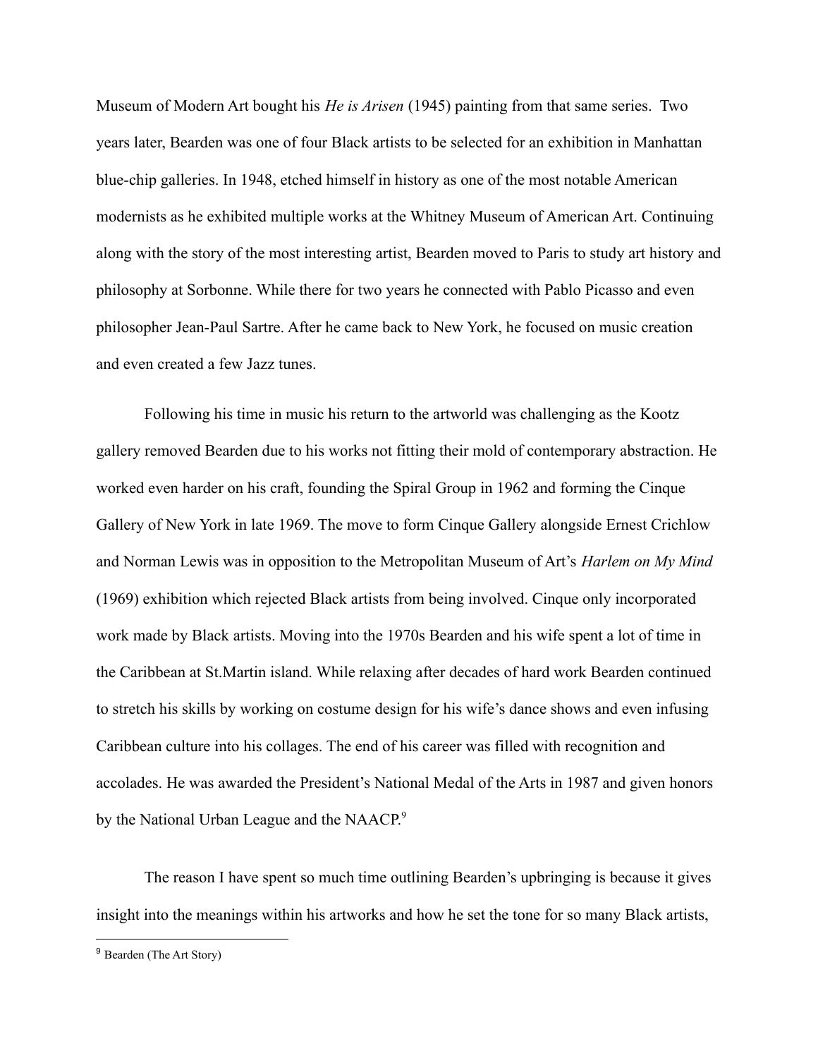Museum of Modern Art bought his *He is Arisen* (1945) painting from that same series. Two years later, Bearden was one of four Black artists to be selected for an exhibition in Manhattan blue-chip galleries. In 1948, etched himself in history as one of the most notable American modernists as he exhibited multiple works at the Whitney Museum of American Art. Continuing along with the story of the most interesting artist, Bearden moved to Paris to study art history and philosophy at Sorbonne. While there for two years he connected with Pablo Picasso and even philosopher Jean-Paul Sartre. After he came back to New York, he focused on music creation and even created a few Jazz tunes.

Following his time in music his return to the artworld was challenging as the Kootz gallery removed Bearden due to his works not fitting their mold of contemporary abstraction. He worked even harder on his craft, founding the Spiral Group in 1962 and forming the Cinque Gallery of New York in late 1969. The move to form Cinque Gallery alongside Ernest Crichlow and Norman Lewis was in opposition to the Metropolitan Museum of Art's *Harlem on My Mind* (1969) exhibition which rejected Black artists from being involved. Cinque only incorporated work made by Black artists. Moving into the 1970s Bearden and his wife spent a lot of time in the Caribbean at St.Martin island. While relaxing after decades of hard work Bearden continued to stretch his skills by working on costume design for his wife's dance shows and even infusing Caribbean culture into his collages. The end of his career was filled with recognition and accolades. He was awarded the President's National Medal of the Arts in 1987 and given honors by the National Urban League and the NAACP.[9]

The reason I have spent so much time outlining Bearden's upbringing is because it gives insight into the meanings within his artworks and how he set the tone for so many Black artists,

---

[9] Bearden (The Art Story)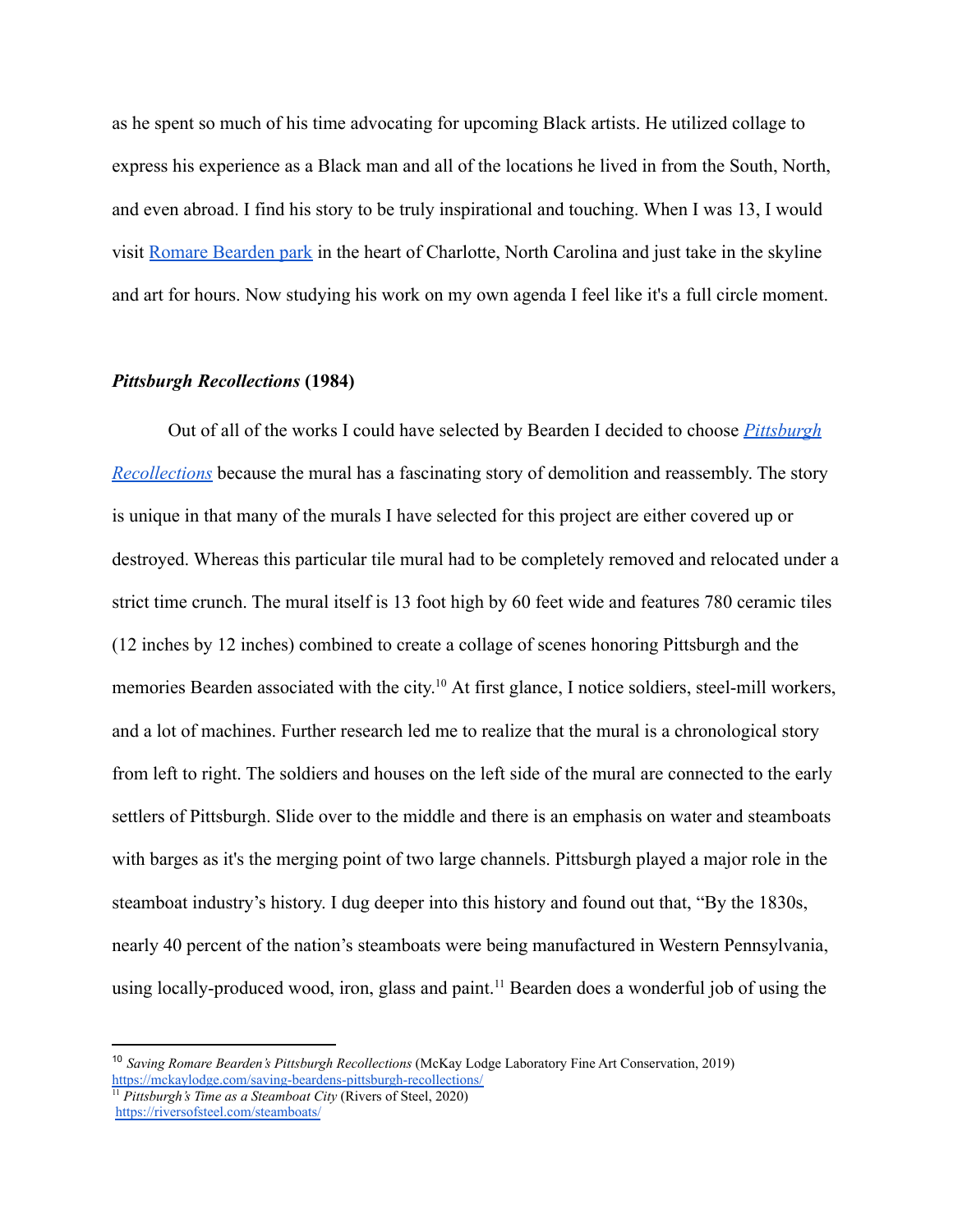as he spent so much of his time advocating for upcoming Black artists. He utilized collage to express his experience as a Black man and all of the locations he lived in from the South, North, and even abroad. I find his story to be truly inspirational and touching. When I was 13, I would visit [Romare Bearden park]() in the heart of Charlotte, North Carolina and just take in the skyline and art for hours. Now studying his work on my own agenda I feel like it's a full circle moment.

### ***Pittsburgh Recollections*** **(1984)**

Out of all of the works I could have selected by Bearden I decided to choose [*Pittsburgh Recollections*]() because the mural has a fascinating story of demolition and reassembly. The story is unique in that many of the murals I have selected for this project are either covered up or destroyed. Whereas this particular tile mural had to be completely removed and relocated under a strict time crunch. The mural itself is 13 foot high by 60 feet wide and features 780 ceramic tiles (12 inches by 12 inches) combined to create a collage of scenes honoring Pittsburgh and the memories Bearden associated with the city.[10] At first glance, I notice soldiers, steel-mill workers, and a lot of machines. Further research led me to realize that the mural is a chronological story from left to right. The soldiers and houses on the left side of the mural are connected to the early settlers of Pittsburgh. Slide over to the middle and there is an emphasis on water and steamboats with barges as it's the merging point of two large channels. Pittsburgh played a major role in the steamboat industry's history. I dug deeper into this history and found out that, "By the 1830s, nearly 40 percent of the nation's steamboats were being manufactured in Western Pennsylvania, using locally-produced wood, iron, glass and paint.[11] Bearden does a wonderful job of using the

---

[10] *Saving Romare Bearden's Pittsburgh Recollections* (McKay Lodge Laboratory Fine Art Conservation, 2019) https://mckaylodge.com/saving-beardens-pittsburgh-recollections/

[11] *Pittsburgh's Time as a Steamboat City* (Rivers of Steel, 2020) https://riversofsteel.com/steamboats/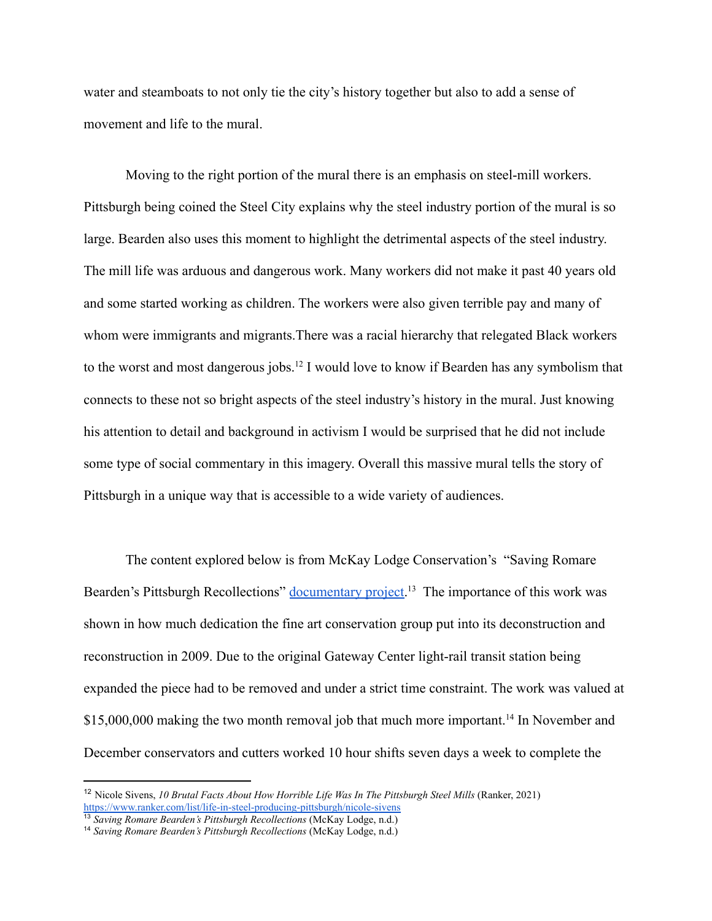water and steamboats to not only tie the city's history together but also to add a sense of movement and life to the mural.

Moving to the right portion of the mural there is an emphasis on steel-mill workers. Pittsburgh being coined the Steel City explains why the steel industry portion of the mural is so large. Bearden also uses this moment to highlight the detrimental aspects of the steel industry. The mill life was arduous and dangerous work. Many workers did not make it past 40 years old and some started working as children. The workers were also given terrible pay and many of whom were immigrants and migrants.There was a racial hierarchy that relegated Black workers to the worst and most dangerous jobs.[12] I would love to know if Bearden has any symbolism that connects to these not so bright aspects of the steel industry's history in the mural. Just knowing his attention to detail and background in activism I would be surprised that he did not include some type of social commentary in this imagery. Overall this massive mural tells the story of Pittsburgh in a unique way that is accessible to a wide variety of audiences.

The content explored below is from McKay Lodge Conservation's "Saving Romare Bearden's Pittsburgh Recollections" [documentary project](documentary project).[13] The importance of this work was shown in how much dedication the fine art conservation group put into its deconstruction and reconstruction in 2009. Due to the original Gateway Center light-rail transit station being expanded the piece had to be removed and under a strict time constraint. The work was valued at $15,000,000 making the two month removal job that much more important.[14] In November and December conservators and cutters worked 10 hour shifts seven days a week to complete the

---

[12] Nicole Sivens, *10 Brutal Facts About How Horrible Life Was In The Pittsburgh Steel Mills* (Ranker, 2021) https://www.ranker.com/list/life-in-steel-producing-pittsburgh/nicole-sivens

[13] *Saving Romare Bearden's Pittsburgh Recollections* (McKay Lodge, n.d.)

[14] *Saving Romare Bearden's Pittsburgh Recollections* (McKay Lodge, n.d.)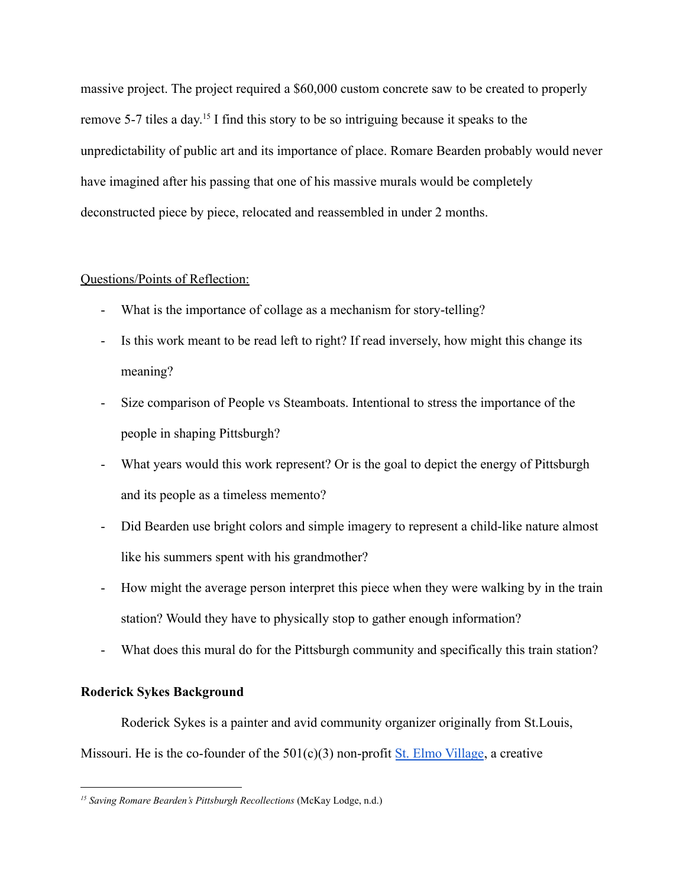massive project. The project required a $60,000 custom concrete saw to be created to properly remove 5-7 tiles a day.[15] I find this story to be so intriguing because it speaks to the unpredictability of public art and its importance of place. Romare Bearden probably would never have imagined after his passing that one of his massive murals would be completely deconstructed piece by piece, relocated and reassembled in under 2 months.

<u>Questions/Points of Reflection:</u>

- What is the importance of collage as a mechanism for story-telling?
- Is this work meant to be read left to right? If read inversely, how might this change its meaning?
- Size comparison of People vs Steamboats. Intentional to stress the importance of the people in shaping Pittsburgh?
- What years would this work represent? Or is the goal to depict the energy of Pittsburgh and its people as a timeless memento?
- Did Bearden use bright colors and simple imagery to represent a child-like nature almost like his summers spent with his grandmother?
- How might the average person interpret this piece when they were walking by in the train station? Would they have to physically stop to gather enough information?
- What does this mural do for the Pittsburgh community and specifically this train station?

**Roderick Sykes Background**

Roderick Sykes is a painter and avid community organizer originally from St.Louis, Missouri. He is the co-founder of the 501(c)(3) non-profit St. Elmo Village, a creative

[15] *Saving Romare Bearden's Pittsburgh Recollections* (McKay Lodge, n.d.)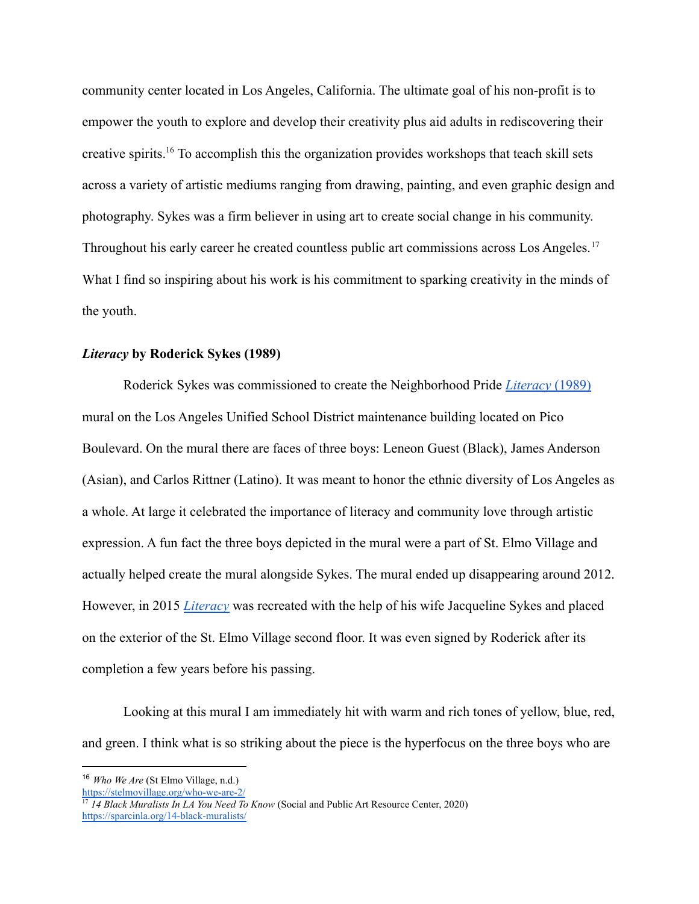community center located in Los Angeles, California. The ultimate goal of his non-profit is to empower the youth to explore and develop their creativity plus aid adults in rediscovering their creative spirits.[16] To accomplish this the organization provides workshops that teach skill sets across a variety of artistic mediums ranging from drawing, painting, and even graphic design and photography. Sykes was a firm believer in using art to create social change in his community. Throughout his early career he created countless public art commissions across Los Angeles.[17] What I find so inspiring about his work is his commitment to sparking creativity in the minds of the youth.

### ***Literacy* by Roderick Sykes (1989)**

Roderick Sykes was commissioned to create the Neighborhood Pride *Literacy* (1989) mural on the Los Angeles Unified School District maintenance building located on Pico Boulevard. On the mural there are faces of three boys: Leneon Guest (Black), James Anderson (Asian), and Carlos Rittner (Latino). It was meant to honor the ethnic diversity of Los Angeles as a whole. At large it celebrated the importance of literacy and community love through artistic expression. A fun fact the three boys depicted in the mural were a part of St. Elmo Village and actually helped create the mural alongside Sykes. The mural ended up disappearing around 2012. However, in 2015 *Literacy* was recreated with the help of his wife Jacqueline Sykes and placed on the exterior of the St. Elmo Village second floor. It was even signed by Roderick after its completion a few years before his passing.

Looking at this mural I am immediately hit with warm and rich tones of yellow, blue, red, and green. I think what is so striking about the piece is the hyperfocus on the three boys who are

---

[16] *Who We Are* (St Elmo Village, n.d.) https://stelmovillage.org/who-we-are-2/

[17] *14 Black Muralists In LA You Need To Know* (Social and Public Art Resource Center, 2020) https://sparcinla.org/14-black-muralists/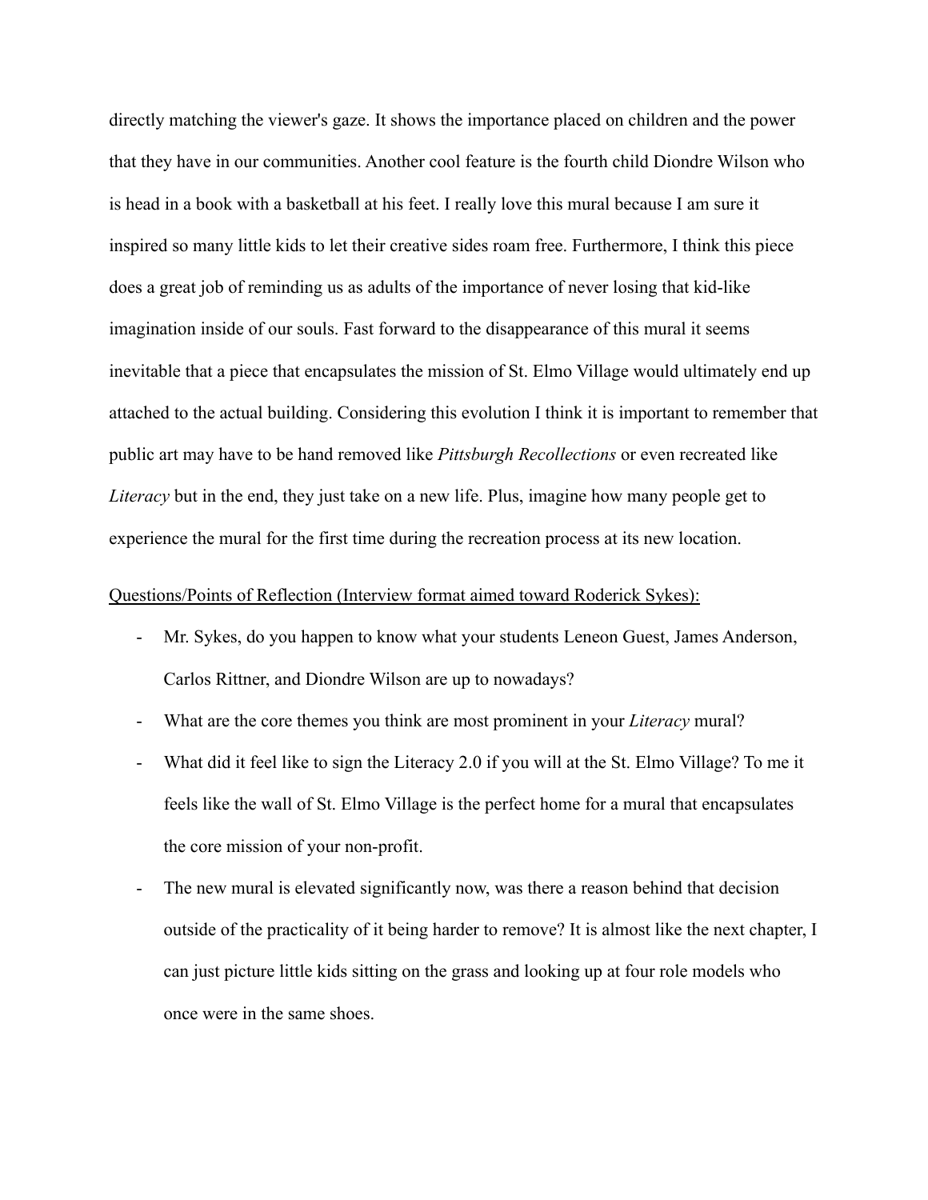directly matching the viewer's gaze. It shows the importance placed on children and the power that they have in our communities. Another cool feature is the fourth child Diondre Wilson who is head in a book with a basketball at his feet. I really love this mural because I am sure it inspired so many little kids to let their creative sides roam free. Furthermore, I think this piece does a great job of reminding us as adults of the importance of never losing that kid-like imagination inside of our souls. Fast forward to the disappearance of this mural it seems inevitable that a piece that encapsulates the mission of St. Elmo Village would ultimately end up attached to the actual building. Considering this evolution I think it is important to remember that public art may have to be hand removed like *Pittsburgh Recollections* or even recreated like *Literacy* but in the end, they just take on a new life. Plus, imagine how many people get to experience the mural for the first time during the recreation process at its new location.

<u>Questions/Points of Reflection (Interview format aimed toward Roderick Sykes):</u>

- Mr. Sykes, do you happen to know what your students Leneon Guest, James Anderson, Carlos Rittner, and Diondre Wilson are up to nowadays?
- What are the core themes you think are most prominent in your *Literacy* mural?
- What did it feel like to sign the Literacy 2.0 if you will at the St. Elmo Village? To me it feels like the wall of St. Elmo Village is the perfect home for a mural that encapsulates the core mission of your non-profit.
- The new mural is elevated significantly now, was there a reason behind that decision outside of the practicality of it being harder to remove? It is almost like the next chapter, I can just picture little kids sitting on the grass and looking up at four role models who once were in the same shoes.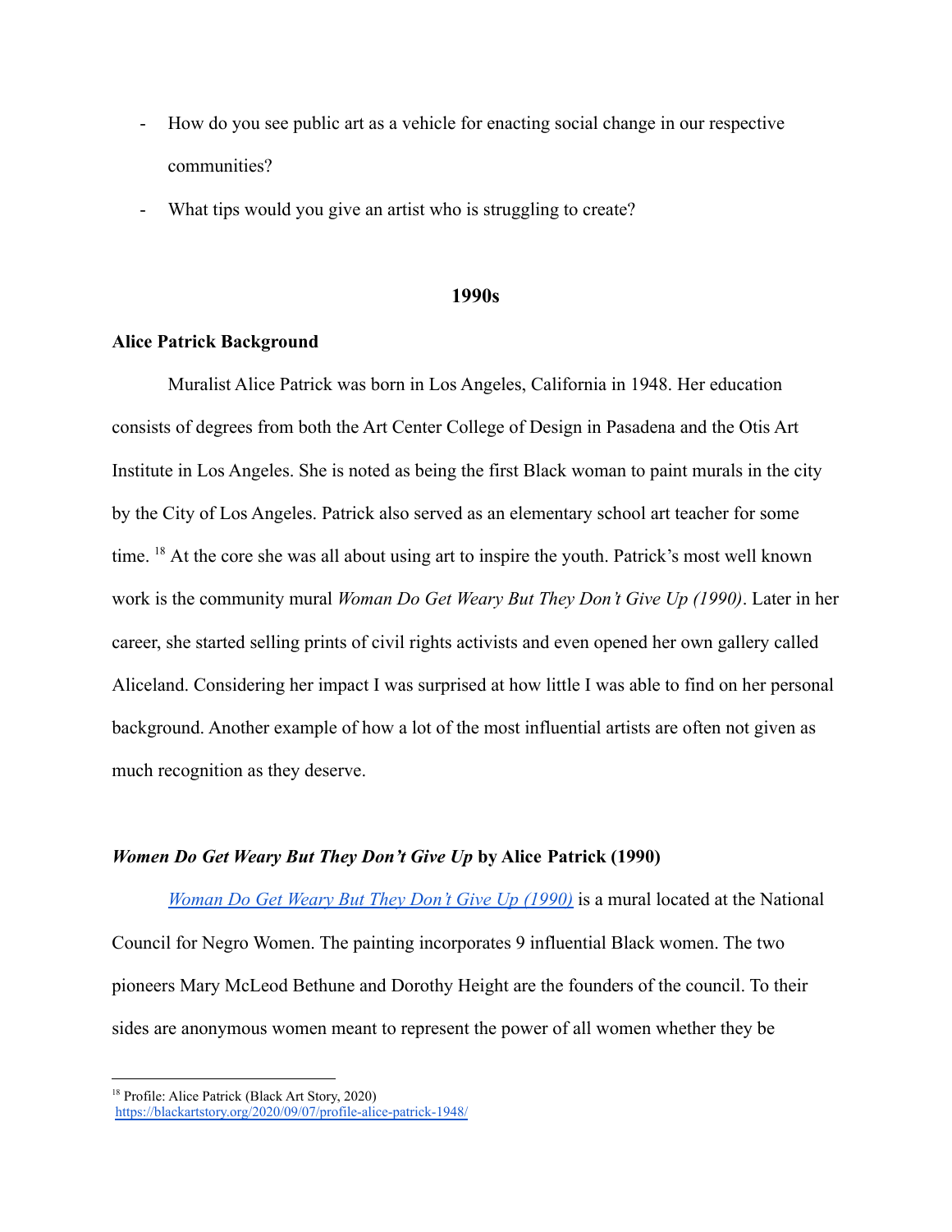- How do you see public art as a vehicle for enacting social change in our respective communities?
- What tips would you give an artist who is struggling to create?

## 1990s

**Alice Patrick Background**

Muralist Alice Patrick was born in Los Angeles, California in 1948. Her education consists of degrees from both the Art Center College of Design in Pasadena and the Otis Art Institute in Los Angeles. She is noted as being the first Black woman to paint murals in the city by the City of Los Angeles. Patrick also served as an elementary school art teacher for some time. [18] At the core she was all about using art to inspire the youth. Patrick's most well known work is the community mural *Woman Do Get Weary But They Don't Give Up (1990)*. Later in her career, she started selling prints of civil rights activists and even opened her own gallery called Aliceland. Considering her impact I was surprised at how little I was able to find on her personal background. Another example of how a lot of the most influential artists are often not given as much recognition as they deserve.

***Women Do Get Weary But They Don't Give Up* by Alice Patrick (1990)**

*Woman Do Get Weary But They Don't Give Up (1990)* is a mural located at the National Council for Negro Women. The painting incorporates 9 influential Black women. The two pioneers Mary McLeod Bethune and Dorothy Height are the founders of the council. To their sides are anonymous women meant to represent the power of all women whether they be

[18] Profile: Alice Patrick (Black Art Story, 2020) https://blackartstory.org/2020/09/07/profile-alice-patrick-1948/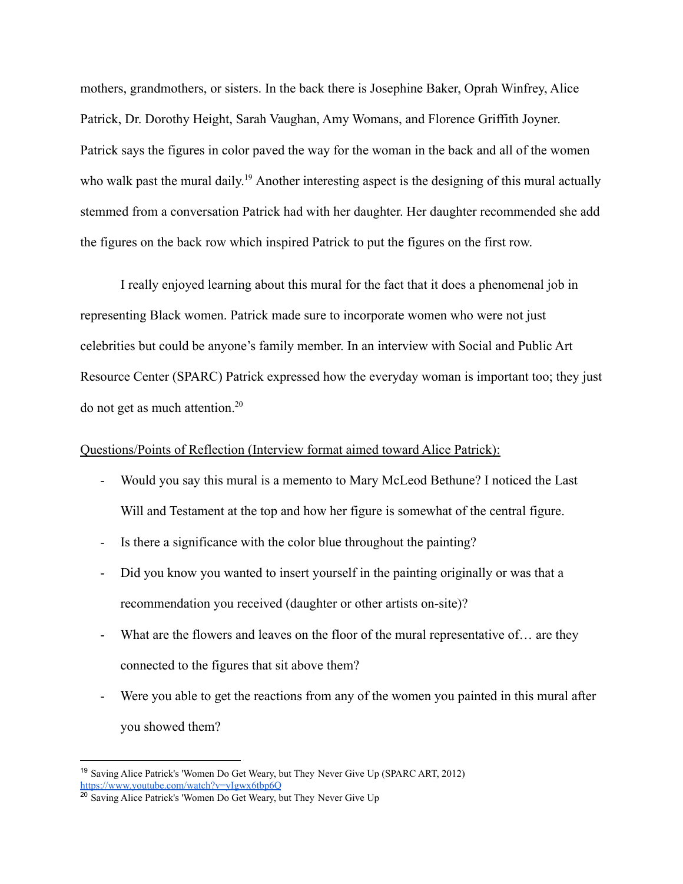mothers, grandmothers, or sisters. In the back there is Josephine Baker, Oprah Winfrey, Alice Patrick, Dr. Dorothy Height, Sarah Vaughan, Amy Womans, and Florence Griffith Joyner. Patrick says the figures in color paved the way for the woman in the back and all of the women who walk past the mural daily.[19] Another interesting aspect is the designing of this mural actually stemmed from a conversation Patrick had with her daughter. Her daughter recommended she add the figures on the back row which inspired Patrick to put the figures on the first row.

I really enjoyed learning about this mural for the fact that it does a phenomenal job in representing Black women. Patrick made sure to incorporate women who were not just celebrities but could be anyone's family member. In an interview with Social and Public Art Resource Center (SPARC) Patrick expressed how the everyday woman is important too; they just do not get as much attention.[20]

<u>Questions/Points of Reflection (Interview format aimed toward Alice Patrick):</u>

- Would you say this mural is a memento to Mary McLeod Bethune? I noticed the Last Will and Testament at the top and how her figure is somewhat of the central figure.
- Is there a significance with the color blue throughout the painting?
- Did you know you wanted to insert yourself in the painting originally or was that a recommendation you received (daughter or other artists on-site)?
- What are the flowers and leaves on the floor of the mural representative of… are they connected to the figures that sit above them?
- Were you able to get the reactions from any of the women you painted in this mural after you showed them?

---

[19] Saving Alice Patrick's 'Women Do Get Weary, but They Never Give Up (SPARC ART, 2012) https://www.youtube.com/watch?v=yIgwx6tbp6Q

[20] Saving Alice Patrick's 'Women Do Get Weary, but They Never Give Up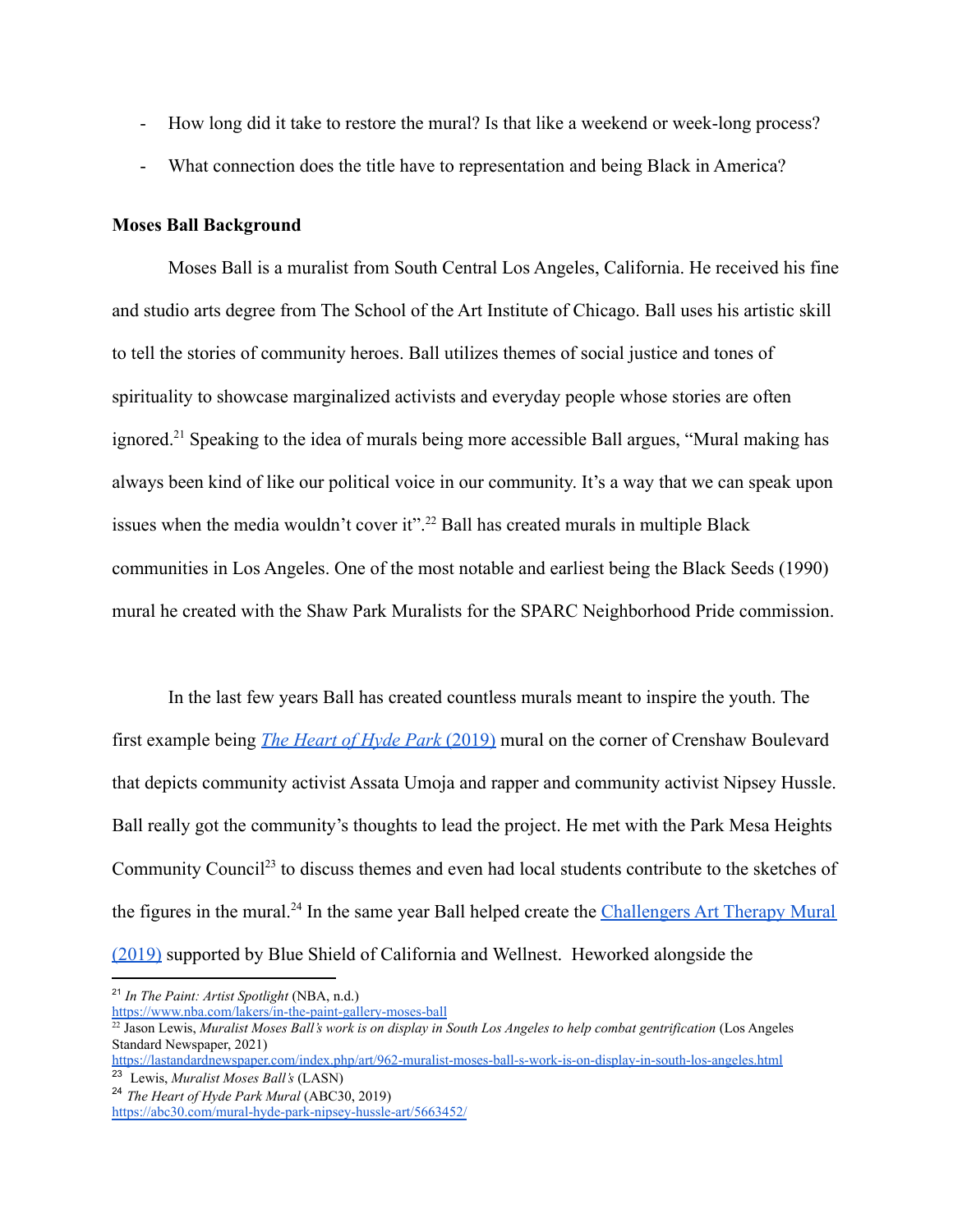- How long did it take to restore the mural? Is that like a weekend or week-long process?
- What connection does the title have to representation and being Black in America?

**Moses Ball Background**

Moses Ball is a muralist from South Central Los Angeles, California. He received his fine and studio arts degree from The School of the Art Institute of Chicago. Ball uses his artistic skill to tell the stories of community heroes. Ball utilizes themes of social justice and tones of spirituality to showcase marginalized activists and everyday people whose stories are often ignored.[21] Speaking to the idea of murals being more accessible Ball argues, "Mural making has always been kind of like our political voice in our community. It's a way that we can speak upon issues when the media wouldn't cover it".[22] Ball has created murals in multiple Black communities in Los Angeles. One of the most notable and earliest being the Black Seeds (1990) mural he created with the Shaw Park Muralists for the SPARC Neighborhood Pride commission.

In the last few years Ball has created countless murals meant to inspire the youth. The first example being [*The Heart of Hyde Park* (2019)] mural on the corner of Crenshaw Boulevard that depicts community activist Assata Umoja and rapper and community activist Nipsey Hussle. Ball really got the community's thoughts to lead the project. He met with the Park Mesa Heights Community Council[23] to discuss themes and even had local students contribute to the sketches of the figures in the mural.[24] In the same year Ball helped create the [Challengers Art Therapy Mural (2019)] supported by Blue Shield of California and Wellnest. Heworked alongside the

---

[21] *In The Paint: Artist Spotlight* (NBA, n.d.) https://www.nba.com/lakers/in-the-paint-gallery-moses-ball

[22] Jason Lewis, *Muralist Moses Ball's work is on display in South Los Angeles to help combat gentrification* (Los Angeles Standard Newspaper, 2021) https://lastandardnewspaper.com/index.php/art/962-muralist-moses-ball-s-work-is-on-display-in-south-los-angeles.html

[23] Lewis, *Muralist Moses Ball's* (LASN)

[24] *The Heart of Hyde Park Mural* (ABC30, 2019) https://abc30.com/mural-hyde-park-nipsey-hussle-art/5663452/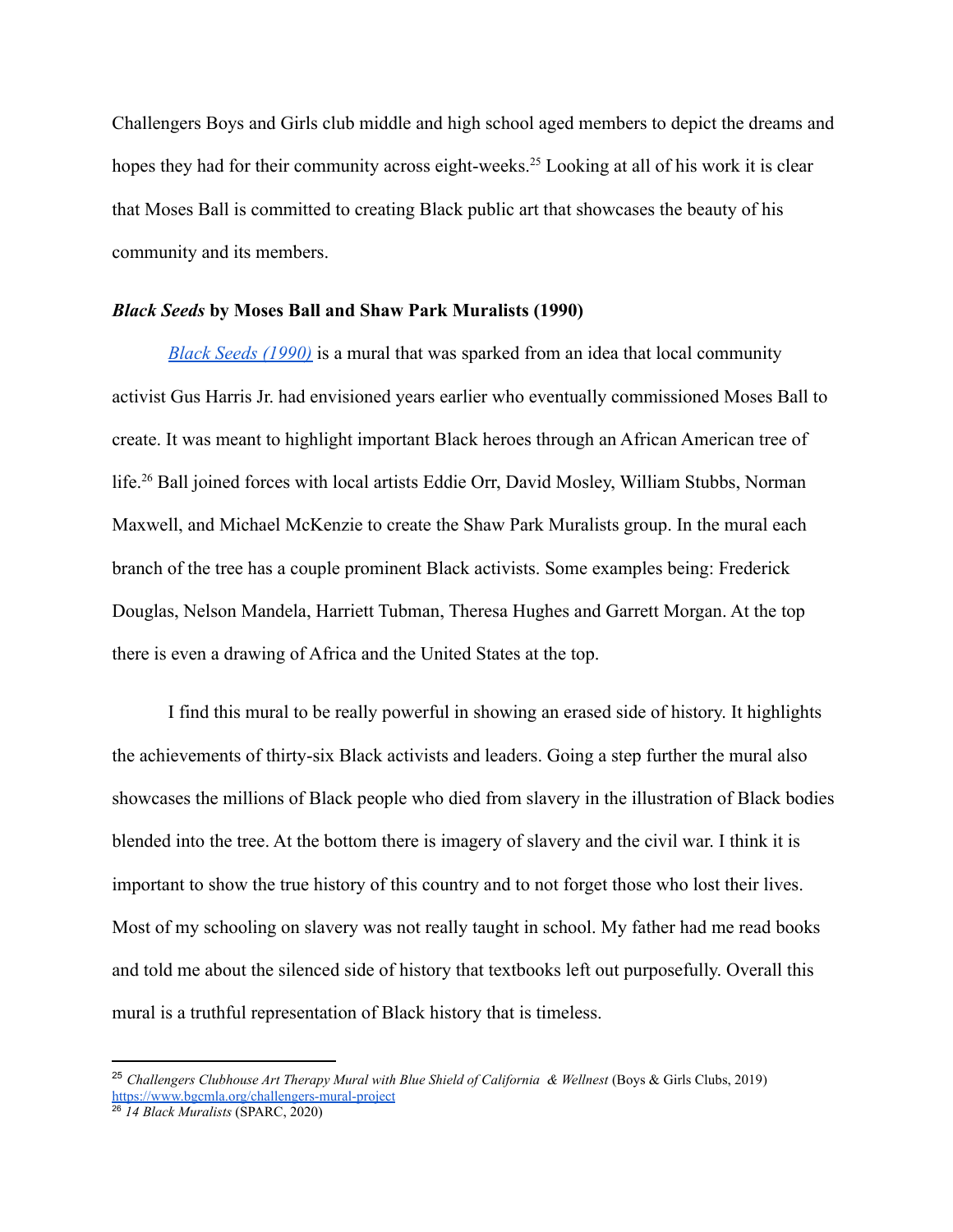Challengers Boys and Girls club middle and high school aged members to depict the dreams and hopes they had for their community across eight-weeks.[25] Looking at all of his work it is clear that Moses Ball is committed to creating Black public art that showcases the beauty of his community and its members.

### *Black Seeds* by Moses Ball and Shaw Park Muralists (1990)

*Black Seeds (1990)* is a mural that was sparked from an idea that local community activist Gus Harris Jr. had envisioned years earlier who eventually commissioned Moses Ball to create. It was meant to highlight important Black heroes through an African American tree of life.[26] Ball joined forces with local artists Eddie Orr, David Mosley, William Stubbs, Norman Maxwell, and Michael McKenzie to create the Shaw Park Muralists group. In the mural each branch of the tree has a couple prominent Black activists. Some examples being: Frederick Douglas, Nelson Mandela, Harriett Tubman, Theresa Hughes and Garrett Morgan. At the top there is even a drawing of Africa and the United States at the top.

I find this mural to be really powerful in showing an erased side of history. It highlights the achievements of thirty-six Black activists and leaders. Going a step further the mural also showcases the millions of Black people who died from slavery in the illustration of Black bodies blended into the tree. At the bottom there is imagery of slavery and the civil war. I think it is important to show the true history of this country and to not forget those who lost their lives. Most of my schooling on slavery was not really taught in school. My father had me read books and told me about the silenced side of history that textbooks left out purposefully. Overall this mural is a truthful representation of Black history that is timeless.

---

[25] *Challengers Clubhouse Art Therapy Mural with Blue Shield of California & Wellnest* (Boys & Girls Clubs, 2019) https://www.bgcmla.org/challengers-mural-project

[26] *14 Black Muralists* (SPARC, 2020)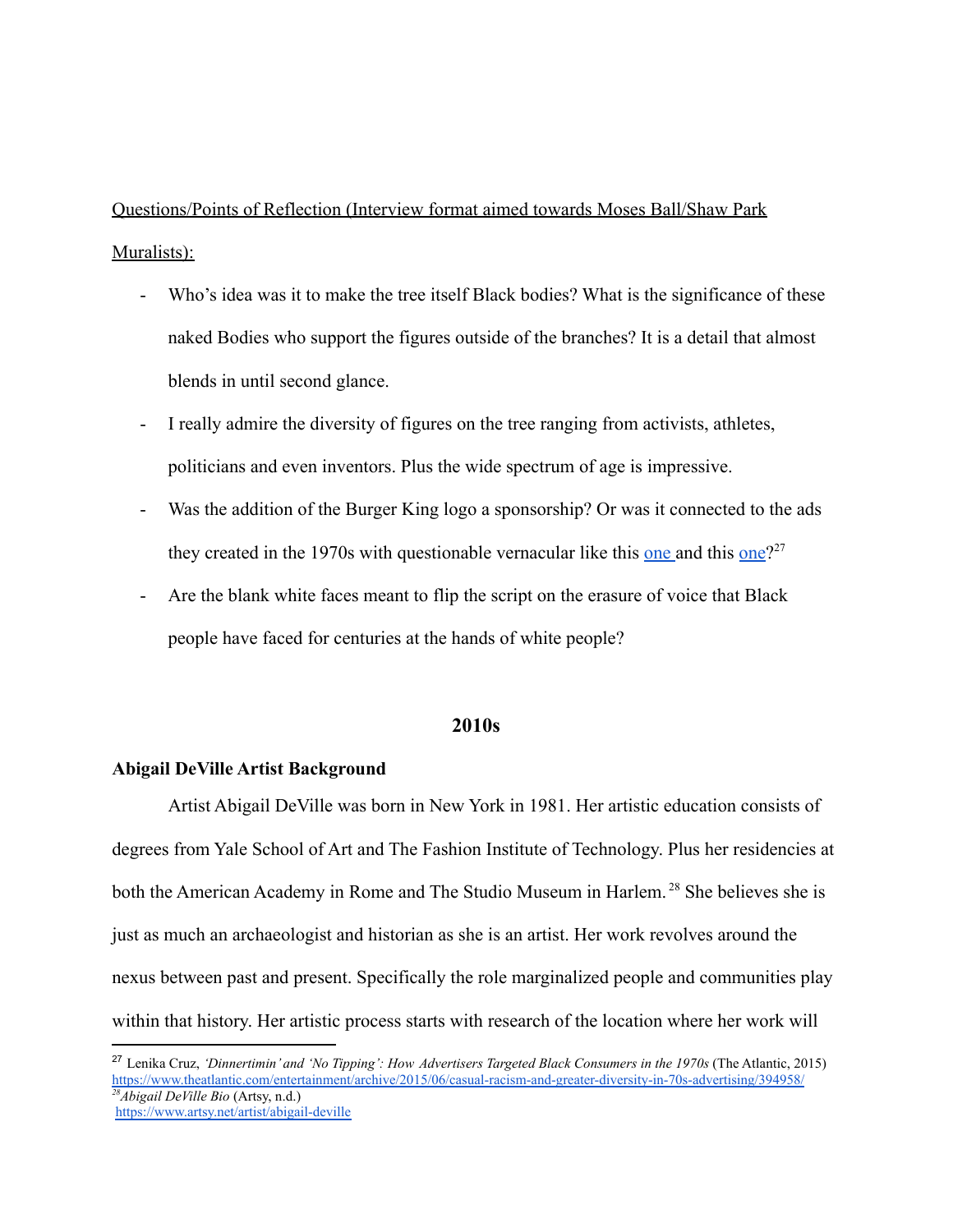<u>Questions/Points of Reflection (Interview format aimed towards Moses Ball/Shaw Park Muralists):</u>

- Who's idea was it to make the tree itself Black bodies? What is the significance of these naked Bodies who support the figures outside of the branches? It is a detail that almost blends in until second glance.
- I really admire the diversity of figures on the tree ranging from activists, athletes, politicians and even inventors. Plus the wide spectrum of age is impressive.
- Was the addition of the Burger King logo a sponsorship? Or was it connected to the ads they created in the 1970s with questionable vernacular like this one and this one?[27]
- Are the blank white faces meant to flip the script on the erasure of voice that Black people have faced for centuries at the hands of white people?

## 2010s

**Abigail DeVille Artist Background**

Artist Abigail DeVille was born in New York in 1981. Her artistic education consists of degrees from Yale School of Art and The Fashion Institute of Technology. Plus her residencies at both the American Academy in Rome and The Studio Museum in Harlem.[28] She believes she is just as much an archaeologist and historian as she is an artist. Her work revolves around the nexus between past and present. Specifically the role marginalized people and communities play within that history. Her artistic process starts with research of the location where her work will

---

[27] Lenika Cruz, *'Dinnertimin' and 'No Tipping': How Advertisers Targeted Black Consumers in the 1970s* (The Atlantic, 2015) https://www.theatlantic.com/entertainment/archive/2015/06/casual-racism-and-greater-diversity-in-70s-advertising/394958/

[28] *Abigail DeVille Bio* (Artsy, n.d.) https://www.artsy.net/artist/abigail-deville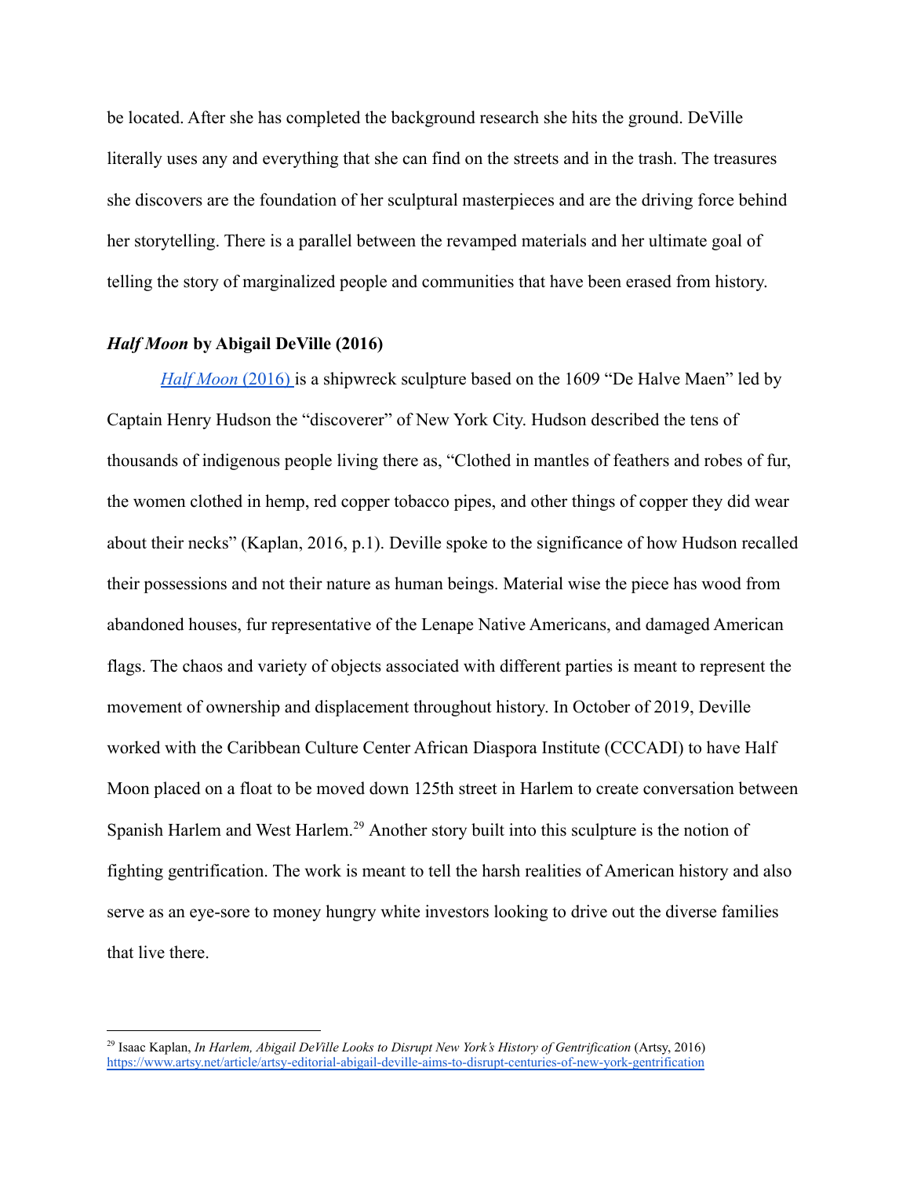be located. After she has completed the background research she hits the ground. DeVille literally uses any and everything that she can find on the streets and in the trash. The treasures she discovers are the foundation of her sculptural masterpieces and are the driving force behind her storytelling. There is a parallel between the revamped materials and her ultimate goal of telling the story of marginalized people and communities that have been erased from history.

### ***Half Moon* by Abigail DeVille (2016)**

[*Half Moon* (2016)](#) is a shipwreck sculpture based on the 1609 "De Halve Maen" led by Captain Henry Hudson the "discoverer" of New York City. Hudson described the tens of thousands of indigenous people living there as, "Clothed in mantles of feathers and robes of fur, the women clothed in hemp, red copper tobacco pipes, and other things of copper they did wear about their necks" (Kaplan, 2016, p.1). Deville spoke to the significance of how Hudson recalled their possessions and not their nature as human beings. Material wise the piece has wood from abandoned houses, fur representative of the Lenape Native Americans, and damaged American flags. The chaos and variety of objects associated with different parties is meant to represent the movement of ownership and displacement throughout history. In October of 2019, Deville worked with the Caribbean Culture Center African Diaspora Institute (CCCADI) to have Half Moon placed on a float to be moved down 125th street in Harlem to create conversation between Spanish Harlem and West Harlem.[29] Another story built into this sculpture is the notion of fighting gentrification. The work is meant to tell the harsh realities of American history and also serve as an eye-sore to money hungry white investors looking to drive out the diverse families that live there.

---

[29] Isaac Kaplan, *In Harlem, Abigail DeVille Looks to Disrupt New York's History of Gentrification* (Artsy, 2016) https://www.artsy.net/article/artsy-editorial-abigail-deville-aims-to-disrupt-centuries-of-new-york-gentrification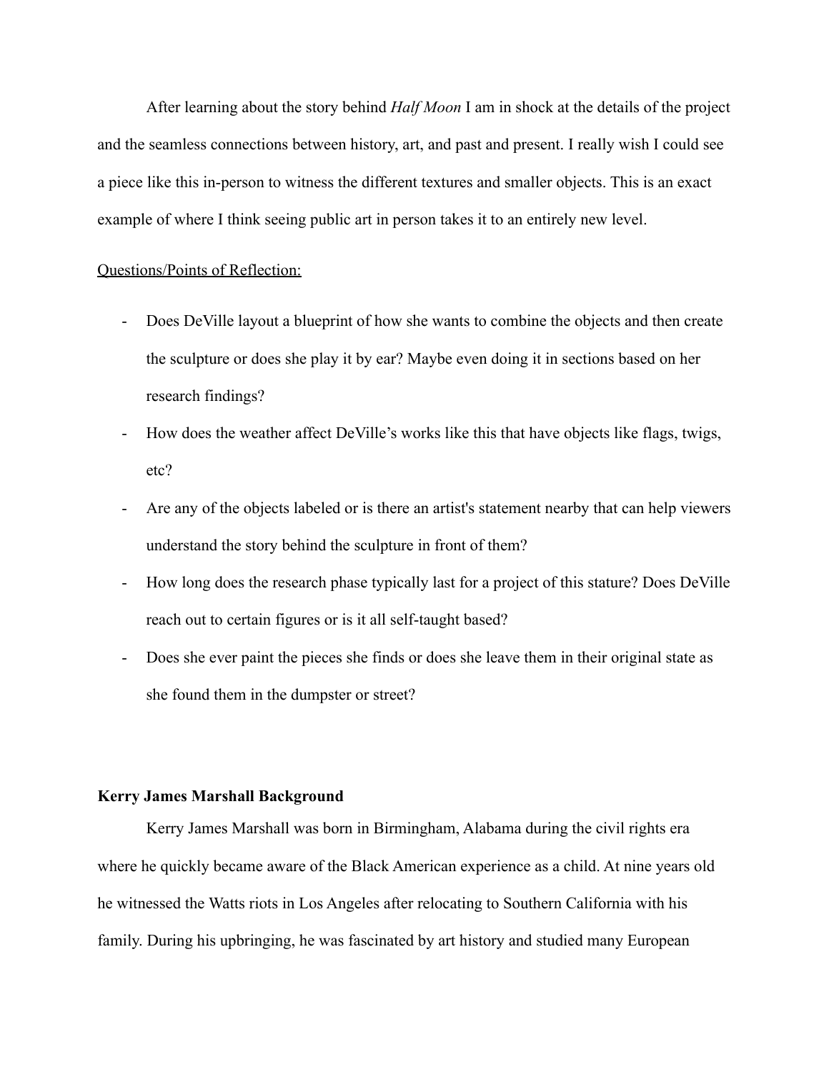After learning about the story behind *Half Moon* I am in shock at the details of the project and the seamless connections between history, art, and past and present. I really wish I could see a piece like this in-person to witness the different textures and smaller objects. This is an exact example of where I think seeing public art in person takes it to an entirely new level.

<u>Questions/Points of Reflection:</u>

- Does DeVille layout a blueprint of how she wants to combine the objects and then create the sculpture or does she play it by ear? Maybe even doing it in sections based on her research findings?
- How does the weather affect DeVille's works like this that have objects like flags, twigs, etc?
- Are any of the objects labeled or is there an artist's statement nearby that can help viewers understand the story behind the sculpture in front of them?
- How long does the research phase typically last for a project of this stature? Does DeVille reach out to certain figures or is it all self-taught based?
- Does she ever paint the pieces she finds or does she leave them in their original state as she found them in the dumpster or street?

**Kerry James Marshall Background**

Kerry James Marshall was born in Birmingham, Alabama during the civil rights era where he quickly became aware of the Black American experience as a child. At nine years old he witnessed the Watts riots in Los Angeles after relocating to Southern California with his family. During his upbringing, he was fascinated by art history and studied many European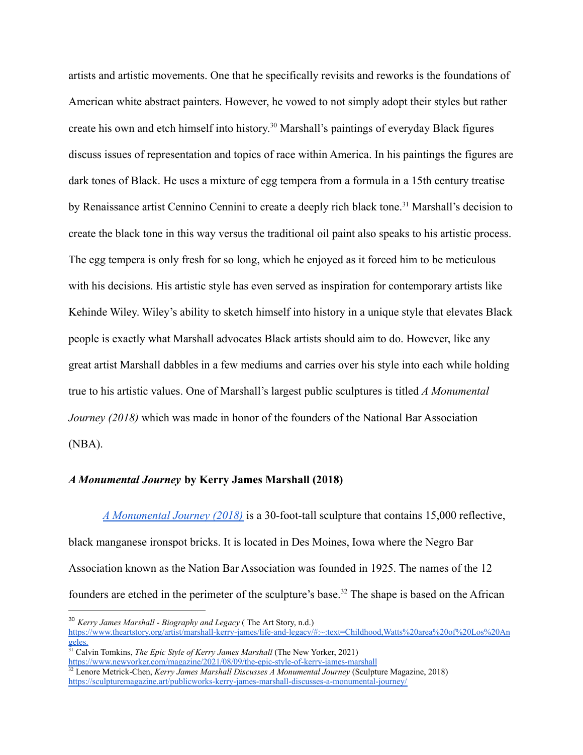artists and artistic movements. One that he specifically revisits and reworks is the foundations of American white abstract painters. However, he vowed to not simply adopt their styles but rather create his own and etch himself into history.[30] Marshall's paintings of everyday Black figures discuss issues of representation and topics of race within America. In his paintings the figures are dark tones of Black. He uses a mixture of egg tempera from a formula in a 15th century treatise by Renaissance artist Cennino Cennini to create a deeply rich black tone.[31] Marshall's decision to create the black tone in this way versus the traditional oil paint also speaks to his artistic process. The egg tempera is only fresh for so long, which he enjoyed as it forced him to be meticulous with his decisions. His artistic style has even served as inspiration for contemporary artists like Kehinde Wiley. Wiley's ability to sketch himself into history in a unique style that elevates Black people is exactly what Marshall advocates Black artists should aim to do. However, like any great artist Marshall dabbles in a few mediums and carries over his style into each while holding true to his artistic values. One of Marshall's largest public sculptures is titled *A Monumental Journey (2018)* which was made in honor of the founders of the National Bar Association (NBA).

### ***A Monumental Journey* by Kerry James Marshall (2018)**

[*A Monumental Journey (2018)*](#) is a 30-foot-tall sculpture that contains 15,000 reflective, black manganese ironspot bricks. It is located in Des Moines, Iowa where the Negro Bar Association known as the Nation Bar Association was founded in 1925. The names of the 12 founders are etched in the perimeter of the sculpture's base.[32] The shape is based on the African

---

[30] *Kerry James Marshall - Biography and Legacy* ( The Art Story, n.d.) https://www.theartstory.org/artist/marshall-kerry-james/life-and-legacy/#:~:text=Childhood,Watts%20area%20of%20Los%20Angeles.

[31] Calvin Tomkins, *The Epic Style of Kerry James Marshall* (The New Yorker, 2021) https://www.newyorker.com/magazine/2021/08/09/the-epic-style-of-kerry-james-marshall

[32] Lenore Metrick-Chen, *Kerry James Marshall Discusses A Monumental Journey* (Sculpture Magazine, 2018) https://sculpturemagazine.art/publicworks-kerry-james-marshall-discusses-a-monumental-journey/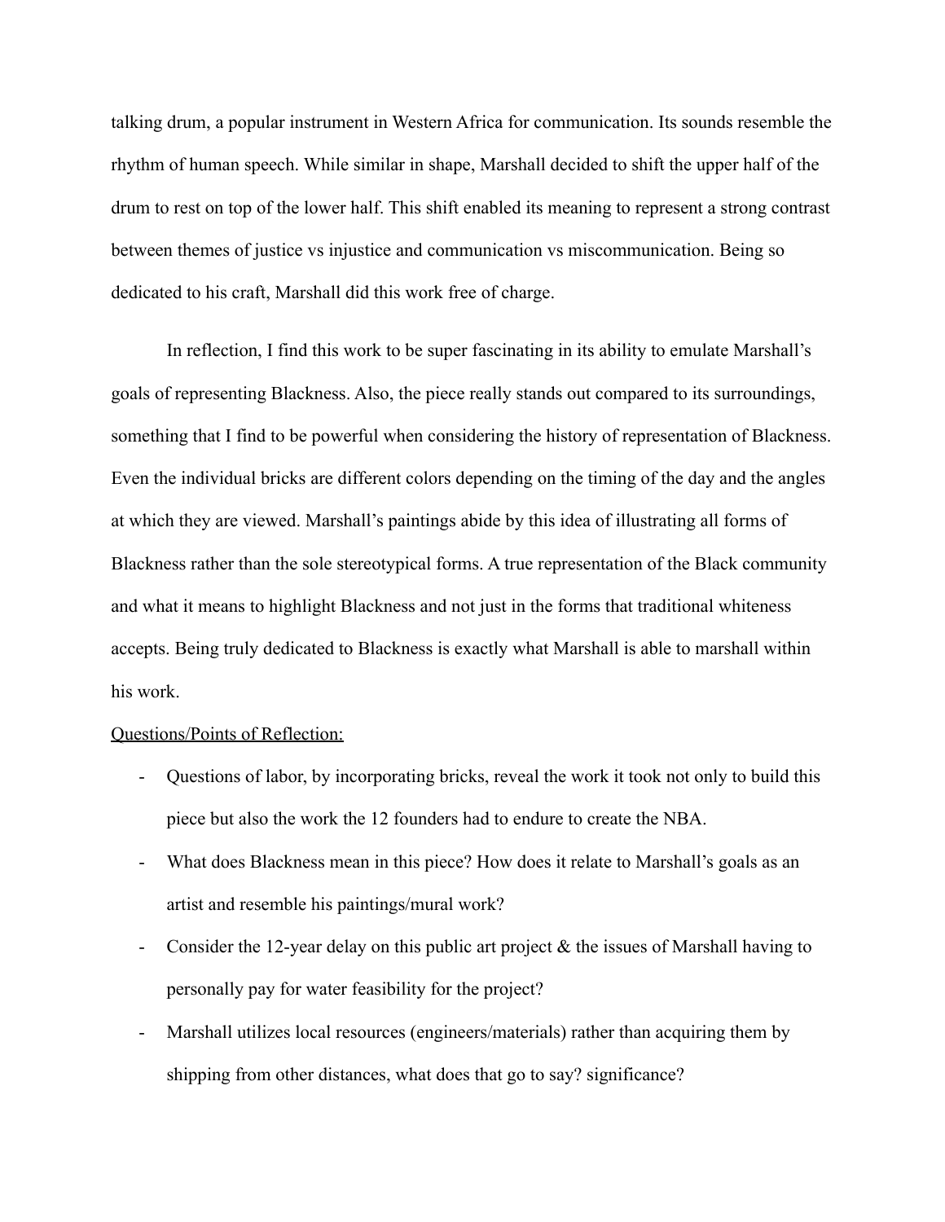talking drum, a popular instrument in Western Africa for communication. Its sounds resemble the rhythm of human speech. While similar in shape, Marshall decided to shift the upper half of the drum to rest on top of the lower half. This shift enabled its meaning to represent a strong contrast between themes of justice vs injustice and communication vs miscommunication. Being so dedicated to his craft, Marshall did this work free of charge.

In reflection, I find this work to be super fascinating in its ability to emulate Marshall's goals of representing Blackness. Also, the piece really stands out compared to its surroundings, something that I find to be powerful when considering the history of representation of Blackness. Even the individual bricks are different colors depending on the timing of the day and the angles at which they are viewed. Marshall's paintings abide by this idea of illustrating all forms of Blackness rather than the sole stereotypical forms. A true representation of the Black community and what it means to highlight Blackness and not just in the forms that traditional whiteness accepts. Being truly dedicated to Blackness is exactly what Marshall is able to marshall within his work.

<u>Questions/Points of Reflection:</u>

- Questions of labor, by incorporating bricks, reveal the work it took not only to build this piece but also the work the 12 founders had to endure to create the NBA.
- What does Blackness mean in this piece? How does it relate to Marshall's goals as an artist and resemble his paintings/mural work?
- Consider the 12-year delay on this public art project & the issues of Marshall having to personally pay for water feasibility for the project?
- Marshall utilizes local resources (engineers/materials) rather than acquiring them by shipping from other distances, what does that go to say? significance?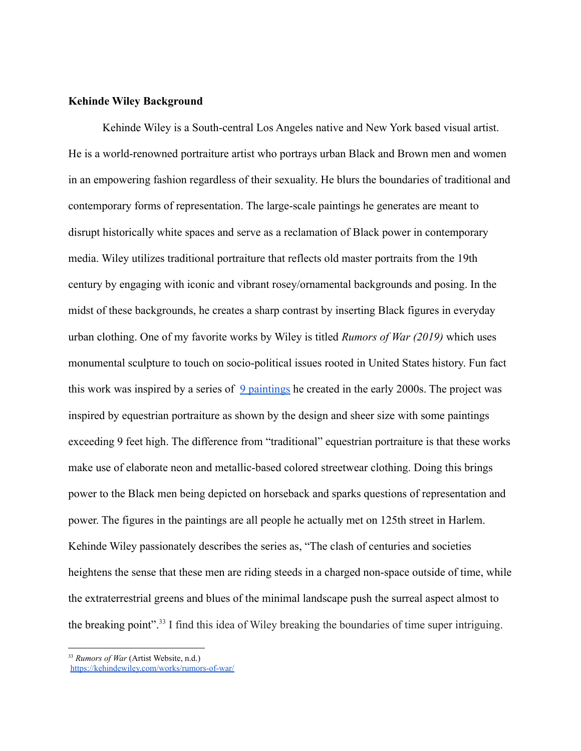**Kehinde Wiley Background**

Kehinde Wiley is a South-central Los Angeles native and New York based visual artist. He is a world-renowned portraiture artist who portrays urban Black and Brown men and women in an empowering fashion regardless of their sexuality. He blurs the boundaries of traditional and contemporary forms of representation. The large-scale paintings he generates are meant to disrupt historically white spaces and serve as a reclamation of Black power in contemporary media. Wiley utilizes traditional portraiture that reflects old master portraits from the 19th century by engaging with iconic and vibrant rosey/ornamental backgrounds and posing. In the midst of these backgrounds, he creates a sharp contrast by inserting Black figures in everyday urban clothing. One of my favorite works by Wiley is titled *Rumors of War (2019)* which uses monumental sculpture to touch on socio-political issues rooted in United States history. Fun fact this work was inspired by a series of [9 paintings] he created in the early 2000s. The project was inspired by equestrian portraiture as shown by the design and sheer size with some paintings exceeding 9 feet high. The difference from "traditional" equestrian portraiture is that these works make use of elaborate neon and metallic-based colored streetwear clothing. Doing this brings power to the Black men being depicted on horseback and sparks questions of representation and power. The figures in the paintings are all people he actually met on 125th street in Harlem. Kehinde Wiley passionately describes the series as, "The clash of centuries and societies heightens the sense that these men are riding steeds in a charged non-space outside of time, while the extraterrestrial greens and blues of the minimal landscape push the surreal aspect almost to the breaking point".[33] I find this idea of Wiley breaking the boundaries of time super intriguing.

---

[33] *Rumors of War* (Artist Website, n.d.) https://kehindewiley.com/works/rumors-of-war/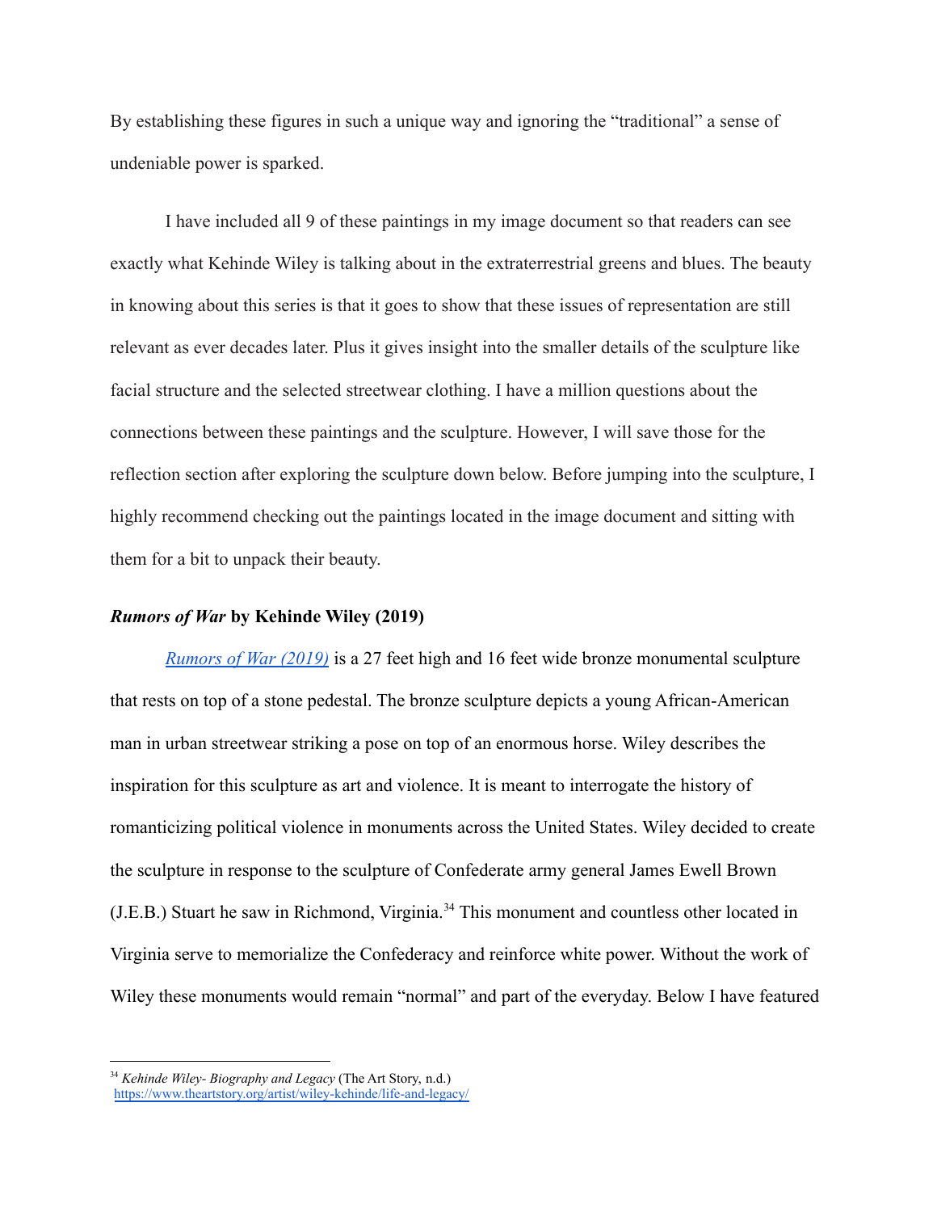By establishing these figures in such a unique way and ignoring the "traditional" a sense of undeniable power is sparked.

I have included all 9 of these paintings in my image document so that readers can see exactly what Kehinde Wiley is talking about in the extraterrestrial greens and blues. The beauty in knowing about this series is that it goes to show that these issues of representation are still relevant as ever decades later. Plus it gives insight into the smaller details of the sculpture like facial structure and the selected streetwear clothing. I have a million questions about the connections between these paintings and the sculpture. However, I will save those for the reflection section after exploring the sculpture down below. Before jumping into the sculpture, I highly recommend checking out the paintings located in the image document and sitting with them for a bit to unpack their beauty.

### ***Rumors of War* by Kehinde Wiley (2019)**

[*Rumors of War (2019)*]() is a 27 feet high and 16 feet wide bronze monumental sculpture that rests on top of a stone pedestal. The bronze sculpture depicts a young African-American man in urban streetwear striking a pose on top of an enormous horse. Wiley describes the inspiration for this sculpture as art and violence. It is meant to interrogate the history of romanticizing political violence in monuments across the United States. Wiley decided to create the sculpture in response to the sculpture of Confederate army general James Ewell Brown (J.E.B.) Stuart he saw in Richmond, Virginia.[34] This monument and countless other located in Virginia serve to memorialize the Confederacy and reinforce white power. Without the work of Wiley these monuments would remain "normal" and part of the everyday. Below I have featured

---

[34] *Kehinde Wiley- Biography and Legacy* (The Art Story, n.d.) https://www.theartstory.org/artist/wiley-kehinde/life-and-legacy/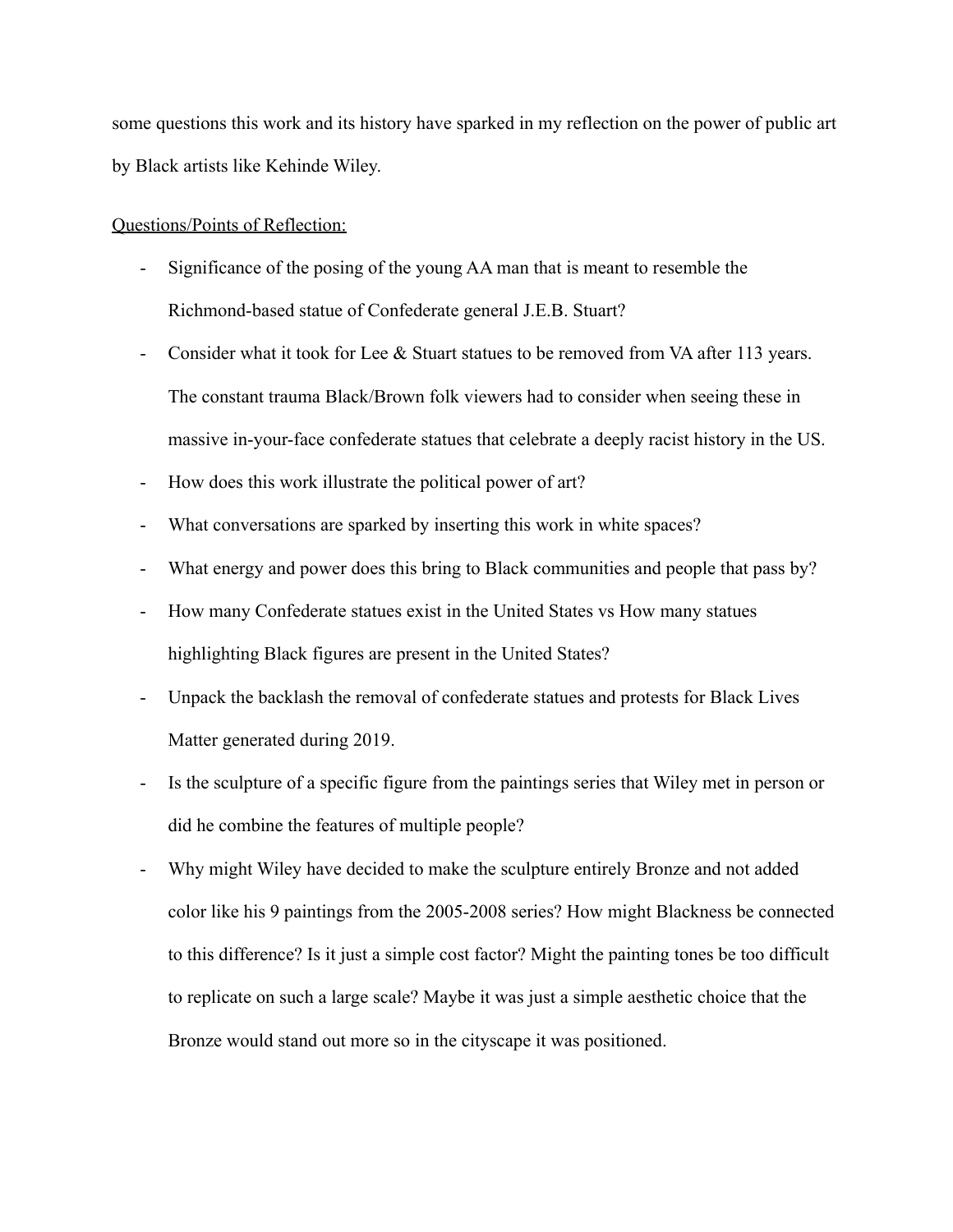some questions this work and its history have sparked in my reflection on the power of public art by Black artists like Kehinde Wiley.

<u>Questions/Points of Reflection:</u>

- Significance of the posing of the young AA man that is meant to resemble the Richmond-based statue of Confederate general J.E.B. Stuart?
- Consider what it took for Lee & Stuart statues to be removed from VA after 113 years. The constant trauma Black/Brown folk viewers had to consider when seeing these in massive in-your-face confederate statues that celebrate a deeply racist history in the US.
- How does this work illustrate the political power of art?
- What conversations are sparked by inserting this work in white spaces?
- What energy and power does this bring to Black communities and people that pass by?
- How many Confederate statues exist in the United States vs How many statues highlighting Black figures are present in the United States?
- Unpack the backlash the removal of confederate statues and protests for Black Lives Matter generated during 2019.
- Is the sculpture of a specific figure from the paintings series that Wiley met in person or did he combine the features of multiple people?
- Why might Wiley have decided to make the sculpture entirely Bronze and not added color like his 9 paintings from the 2005-2008 series? How might Blackness be connected to this difference? Is it just a simple cost factor? Might the painting tones be too difficult to replicate on such a large scale? Maybe it was just a simple aesthetic choice that the Bronze would stand out more so in the cityscape it was positioned.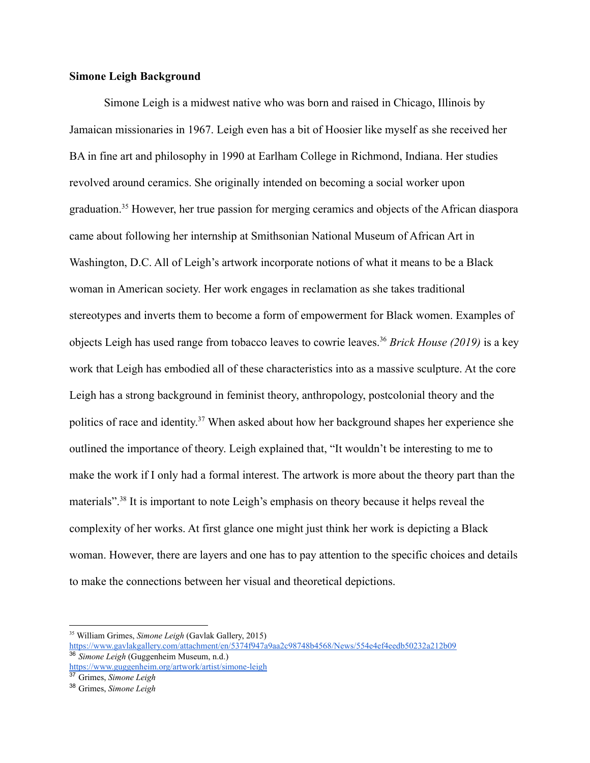**Simone Leigh Background**

Simone Leigh is a midwest native who was born and raised in Chicago, Illinois by Jamaican missionaries in 1967. Leigh even has a bit of Hoosier like myself as she received her BA in fine art and philosophy in 1990 at Earlham College in Richmond, Indiana. Her studies revolved around ceramics. She originally intended on becoming a social worker upon graduation.[35] However, her true passion for merging ceramics and objects of the African diaspora came about following her internship at Smithsonian National Museum of African Art in Washington, D.C. All of Leigh's artwork incorporate notions of what it means to be a Black woman in American society. Her work engages in reclamation as she takes traditional stereotypes and inverts them to become a form of empowerment for Black women. Examples of objects Leigh has used range from tobacco leaves to cowrie leaves.[36] *Brick House (2019)* is a key work that Leigh has embodied all of these characteristics into as a massive sculpture. At the core Leigh has a strong background in feminist theory, anthropology, postcolonial theory and the politics of race and identity.[37] When asked about how her background shapes her experience she outlined the importance of theory. Leigh explained that, "It wouldn't be interesting to me to make the work if I only had a formal interest. The artwork is more about the theory part than the materials".[38] It is important to note Leigh's emphasis on theory because it helps reveal the complexity of her works. At first glance one might just think her work is depicting a Black woman. However, there are layers and one has to pay attention to the specific choices and details to make the connections between her visual and theoretical depictions.

---

[35] William Grimes, *Simone Leigh* (Gavlak Gallery, 2015) https://www.gavlakgallery.com/attachment/en/5374f947a9aa2c98748b4568/News/554e4ef4eedb50232a212b09

[36] *Simone Leigh* (Guggenheim Museum, n.d.) https://www.guggenheim.org/artwork/artist/simone-leigh

[37] Grimes, *Simone Leigh*

[38] Grimes, *Simone Leigh*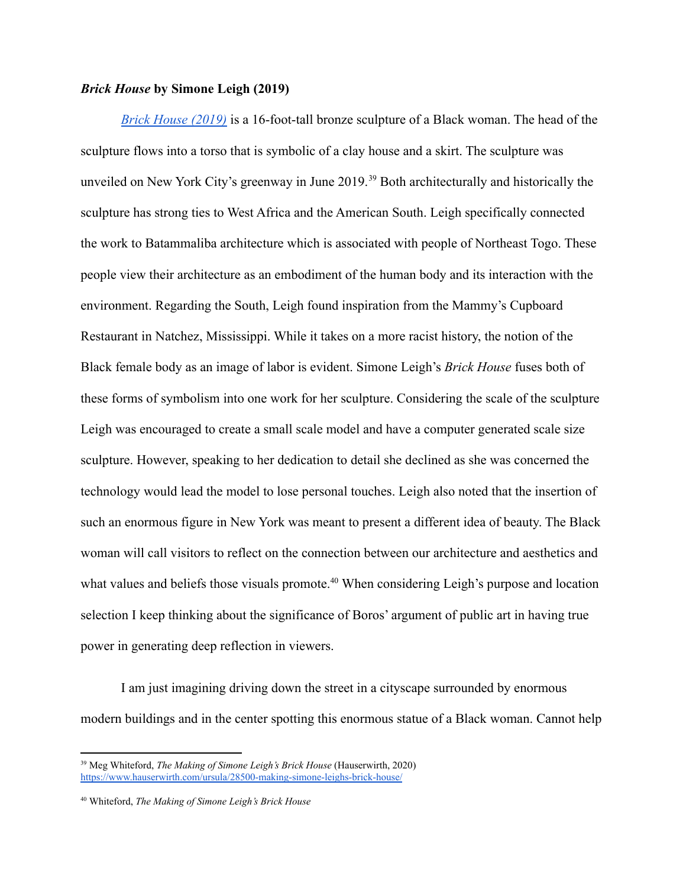***Brick House* by Simone Leigh (2019)**

[*Brick House (2019)*](https://www.hauserwirth.com/ursula/28500-making-simone-leighs-brick-house/) is a 16-foot-tall bronze sculpture of a Black woman. The head of the sculpture flows into a torso that is symbolic of a clay house and a skirt. The sculpture was unveiled on New York City's greenway in June 2019.[39] Both architecturally and historically the sculpture has strong ties to West Africa and the American South. Leigh specifically connected the work to Batammaliba architecture which is associated with people of Northeast Togo. These people view their architecture as an embodiment of the human body and its interaction with the environment. Regarding the South, Leigh found inspiration from the Mammy's Cupboard Restaurant in Natchez, Mississippi. While it takes on a more racist history, the notion of the Black female body as an image of labor is evident. Simone Leigh's *Brick House* fuses both of these forms of symbolism into one work for her sculpture. Considering the scale of the sculpture Leigh was encouraged to create a small scale model and have a computer generated scale size sculpture. However, speaking to her dedication to detail she declined as she was concerned the technology would lead the model to lose personal touches. Leigh also noted that the insertion of such an enormous figure in New York was meant to present a different idea of beauty. The Black woman will call visitors to reflect on the connection between our architecture and aesthetics and what values and beliefs those visuals promote.[40] When considering Leigh's purpose and location selection I keep thinking about the significance of Boros' argument of public art in having true power in generating deep reflection in viewers.

I am just imagining driving down the street in a cityscape surrounded by enormous modern buildings and in the center spotting this enormous statue of a Black woman. Cannot help

---

[39] Meg Whiteford, *The Making of Simone Leigh's Brick House* (Hauserwirth, 2020) https://www.hauserwirth.com/ursula/28500-making-simone-leighs-brick-house/

[40] Whiteford, *The Making of Simone Leigh's Brick House*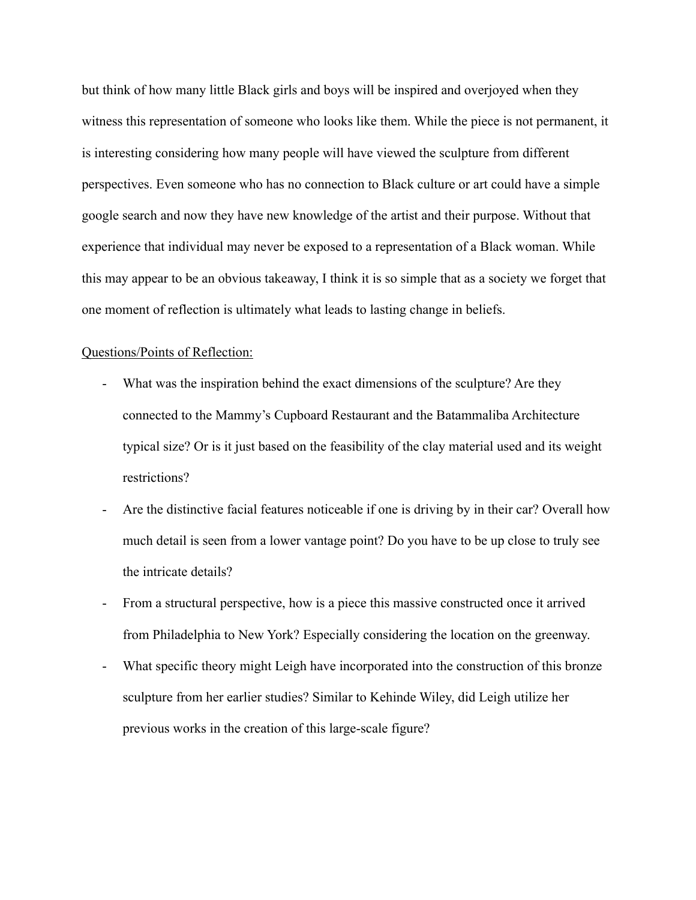but think of how many little Black girls and boys will be inspired and overjoyed when they witness this representation of someone who looks like them. While the piece is not permanent, it is interesting considering how many people will have viewed the sculpture from different perspectives. Even someone who has no connection to Black culture or art could have a simple google search and now they have new knowledge of the artist and their purpose. Without that experience that individual may never be exposed to a representation of a Black woman. While this may appear to be an obvious takeaway, I think it is so simple that as a society we forget that one moment of reflection is ultimately what leads to lasting change in beliefs.

<u>Questions/Points of Reflection:</u>

- What was the inspiration behind the exact dimensions of the sculpture? Are they connected to the Mammy's Cupboard Restaurant and the Batammaliba Architecture typical size? Or is it just based on the feasibility of the clay material used and its weight restrictions?
- Are the distinctive facial features noticeable if one is driving by in their car? Overall how much detail is seen from a lower vantage point? Do you have to be up close to truly see the intricate details?
- From a structural perspective, how is a piece this massive constructed once it arrived from Philadelphia to New York? Especially considering the location on the greenway.
- What specific theory might Leigh have incorporated into the construction of this bronze sculpture from her earlier studies? Similar to Kehinde Wiley, did Leigh utilize her previous works in the creation of this large-scale figure?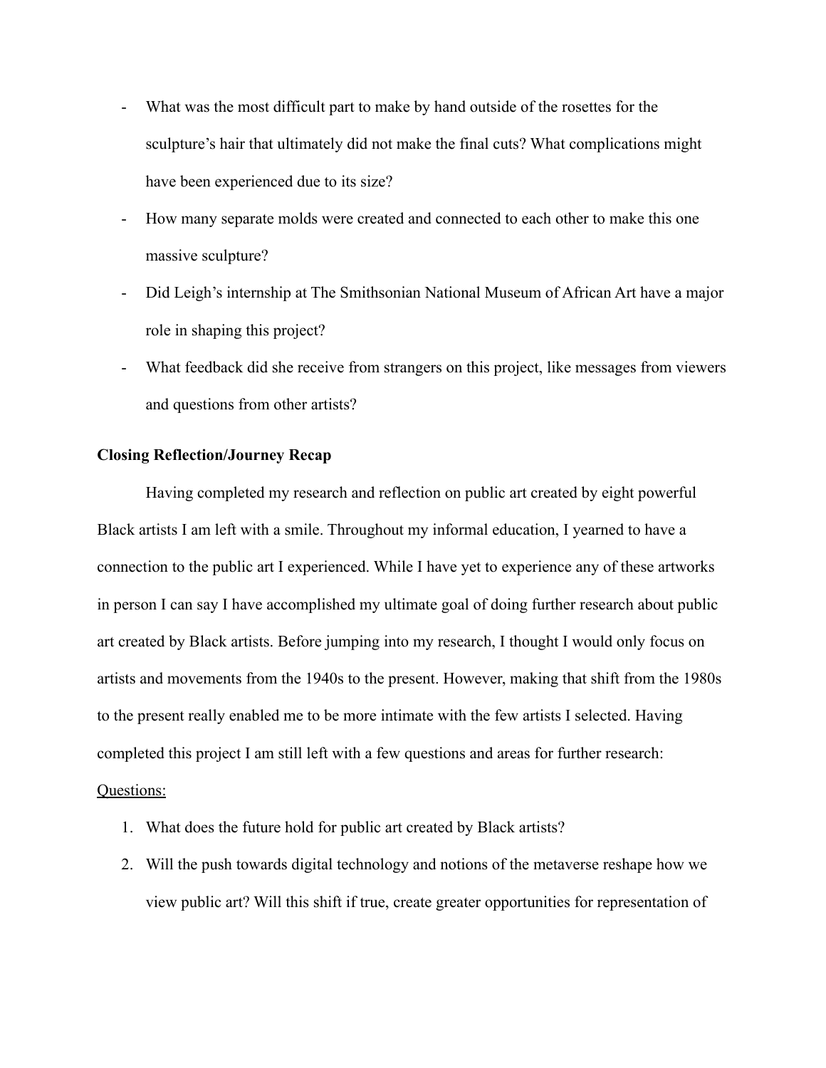- What was the most difficult part to make by hand outside of the rosettes for the sculpture's hair that ultimately did not make the final cuts? What complications might have been experienced due to its size?
- How many separate molds were created and connected to each other to make this one massive sculpture?
- Did Leigh's internship at The Smithsonian National Museum of African Art have a major role in shaping this project?
- What feedback did she receive from strangers on this project, like messages from viewers and questions from other artists?

**Closing Reflection/Journey Recap**

Having completed my research and reflection on public art created by eight powerful Black artists I am left with a smile. Throughout my informal education, I yearned to have a connection to the public art I experienced. While I have yet to experience any of these artworks in person I can say I have accomplished my ultimate goal of doing further research about public art created by Black artists. Before jumping into my research, I thought I would only focus on artists and movements from the 1940s to the present. However, making that shift from the 1980s to the present really enabled me to be more intimate with the few artists I selected. Having completed this project I am still left with a few questions and areas for further research:

<u>Questions:</u>

1. What does the future hold for public art created by Black artists?
2. Will the push towards digital technology and notions of the metaverse reshape how we view public art? Will this shift if true, create greater opportunities for representation of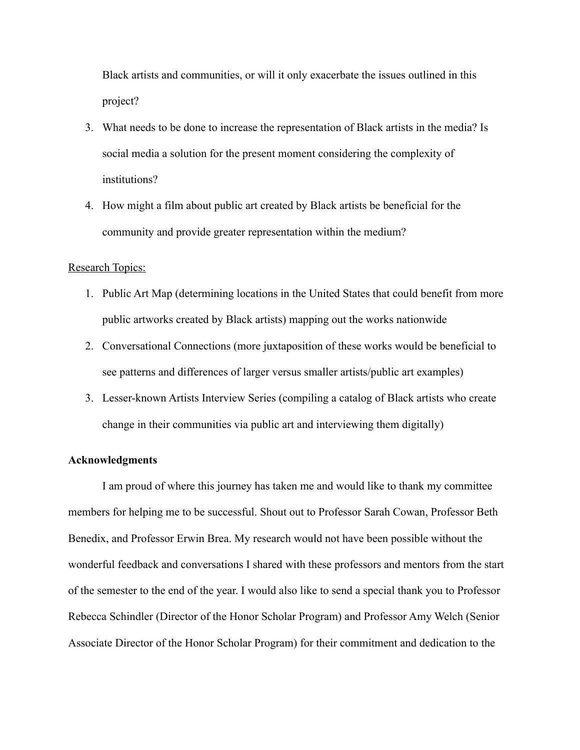Black artists and communities, or will it only exacerbate the issues outlined in this project?

3. What needs to be done to increase the representation of Black artists in the media? Is social media a solution for the present moment considering the complexity of institutions?
4. How might a film about public art created by Black artists be beneficial for the community and provide greater representation within the medium?

<u>Research Topics:</u>

1. Public Art Map (determining locations in the United States that could benefit from more public artworks created by Black artists) mapping out the works nationwide
2. Conversational Connections (more juxtaposition of these works would be beneficial to see patterns and differences of larger versus smaller artists/public art examples)
3. Lesser-known Artists Interview Series (compiling a catalog of Black artists who create change in their communities via public art and interviewing them digitally)

**Acknowledgments**

I am proud of where this journey has taken me and would like to thank my committee members for helping me to be successful. Shout out to Professor Sarah Cowan, Professor Beth Benedix, and Professor Erwin Brea. My research would not have been possible without the wonderful feedback and conversations I shared with these professors and mentors from the start of the semester to the end of the year. I would also like to send a special thank you to Professor Rebecca Schindler (Director of the Honor Scholar Program) and Professor Amy Welch (Senior Associate Director of the Honor Scholar Program) for their commitment and dedication to the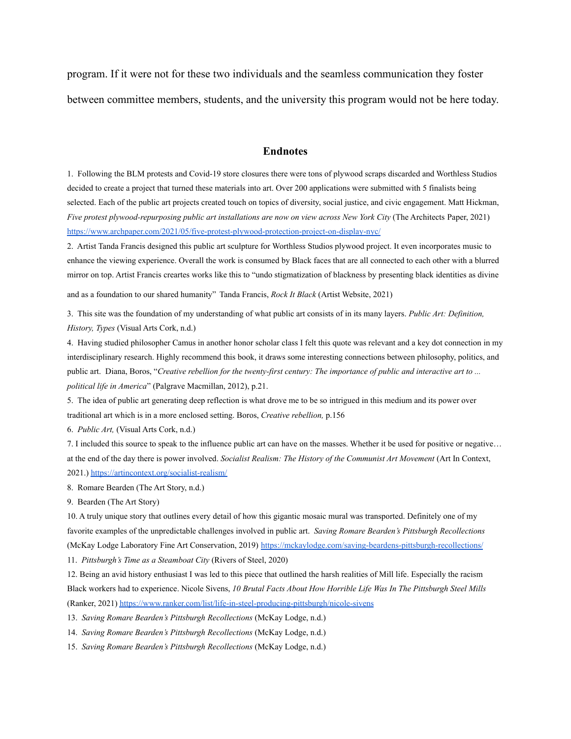program. If it were not for these two individuals and the seamless communication they foster between committee members, students, and the university this program would not be here today.

## Endnotes

1. Following the BLM protests and Covid-19 store closures there were tons of plywood scraps discarded and Worthless Studios decided to create a project that turned these materials into art. Over 200 applications were submitted with 5 finalists being selected. Each of the public art projects created touch on topics of diversity, social justice, and civic engagement. Matt Hickman, *Five protest plywood-repurposing public art installations are now on view across New York City* (The Architects Paper, 2021) https://www.archpaper.com/2021/05/five-protest-plywood-protection-project-on-display-nyc/

2. Artist Tanda Francis designed this public art sculpture for Worthless Studios plywood project. It even incorporates music to enhance the viewing experience. Overall the work is consumed by Black faces that are all connected to each other with a blurred mirror on top. Artist Francis creartes works like this to "undo stigmatization of blackness by presenting black identities as divine and as a foundation to our shared humanity" Tanda Francis, *Rock It Black* (Artist Website, 2021)

3. This site was the foundation of my understanding of what public art consists of in its many layers. *Public Art: Definition, History, Types* (Visual Arts Cork, n.d.)

4. Having studied philosopher Camus in another honor scholar class I felt this quote was relevant and a key dot connection in my interdisciplinary research. Highly recommend this book, it draws some interesting connections between philosophy, politics, and public art. Diana, Boros, "*Creative rebellion for the twenty-first century: The importance of public and interactive art to ... political life in America*" (Palgrave Macmillan, 2012), p.21.

5. The idea of public art generating deep reflection is what drove me to be so intrigued in this medium and its power over traditional art which is in a more enclosed setting. Boros, *Creative rebellion,* p.156

6. *Public Art,* (Visual Arts Cork, n.d.)

7. I included this source to speak to the influence public art can have on the masses. Whether it be used for positive or negative… at the end of the day there is power involved. *Socialist Realism: The History of the Communist Art Movement* (Art In Context, 2021.) https://artincontext.org/socialist-realism/

8. Romare Bearden (The Art Story, n.d.)

9. Bearden (The Art Story)

10. A truly unique story that outlines every detail of how this gigantic mosaic mural was transported. Definitely one of my favorite examples of the unpredictable challenges involved in public art. *Saving Romare Bearden's Pittsburgh Recollections* (McKay Lodge Laboratory Fine Art Conservation, 2019) https://mckaylodge.com/saving-beardens-pittsburgh-recollections/

11. *Pittsburgh's Time as a Steamboat City* (Rivers of Steel, 2020)

12. Being an avid history enthusiast I was led to this piece that outlined the harsh realities of Mill life. Especially the racism Black workers had to experience. Nicole Sivens, *10 Brutal Facts About How Horrible Life Was In The Pittsburgh Steel Mills* (Ranker, 2021) https://www.ranker.com/list/life-in-steel-producing-pittsburgh/nicole-sivens

13. *Saving Romare Bearden's Pittsburgh Recollections* (McKay Lodge, n.d.)

14. *Saving Romare Bearden's Pittsburgh Recollections* (McKay Lodge, n.d.)

15. *Saving Romare Bearden's Pittsburgh Recollections* (McKay Lodge, n.d.)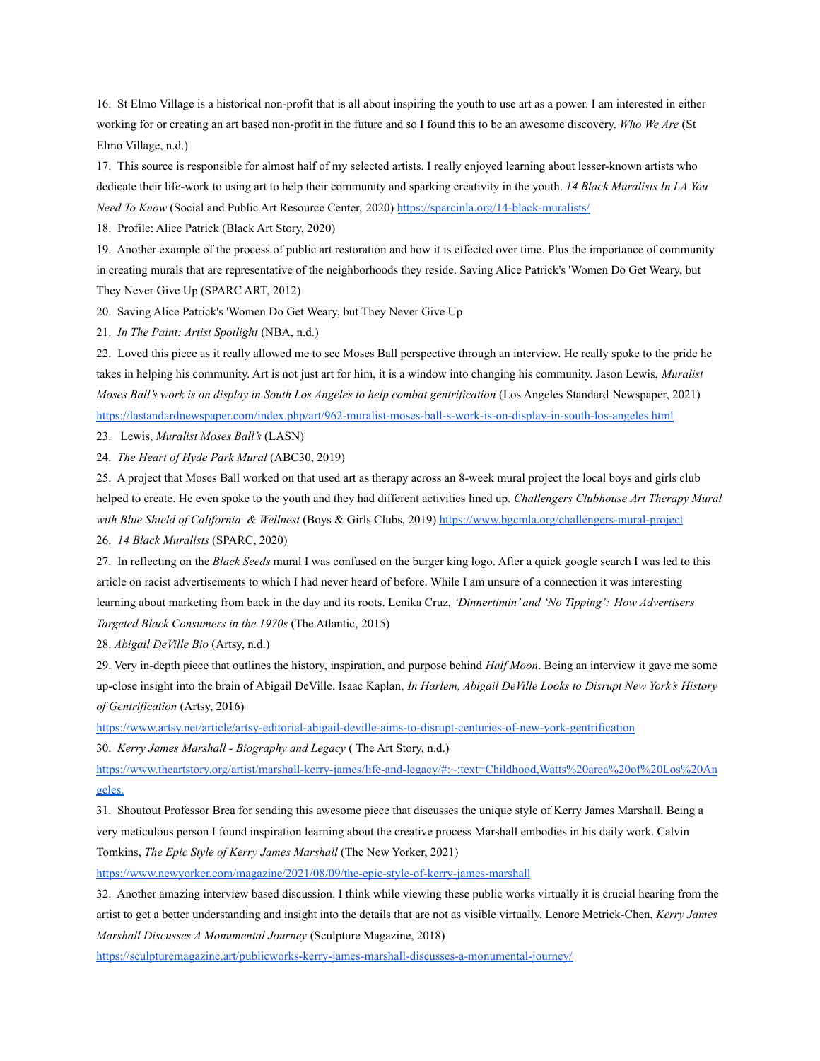16. St Elmo Village is a historical non-profit that is all about inspiring the youth to use art as a power. I am interested in either working for or creating an art based non-profit in the future and so I found this to be an awesome discovery. *Who We Are* (St Elmo Village, n.d.)

17. This source is responsible for almost half of my selected artists. I really enjoyed learning about lesser-known artists who dedicate their life-work to using art to help their community and sparking creativity in the youth. *14 Black Muralists In LA You Need To Know* (Social and Public Art Resource Center, 2020) https://sparcinla.org/14-black-muralists/

18. Profile: Alice Patrick (Black Art Story, 2020)

19. Another example of the process of public art restoration and how it is effected over time. Plus the importance of community in creating murals that are representative of the neighborhoods they reside. Saving Alice Patrick's 'Women Do Get Weary, but They Never Give Up (SPARC ART, 2012)

20. Saving Alice Patrick's 'Women Do Get Weary, but They Never Give Up

21. *In The Paint: Artist Spotlight* (NBA, n.d.)

22. Loved this piece as it really allowed me to see Moses Ball perspective through an interview. He really spoke to the pride he takes in helping his community. Art is not just art for him, it is a window into changing his community. Jason Lewis, *Muralist Moses Ball's work is on display in South Los Angeles to help combat gentrification* (Los Angeles Standard Newspaper, 2021) https://lastandardnewspaper.com/index.php/art/962-muralist-moses-ball-s-work-is-on-display-in-south-los-angeles.html

23. Lewis, *Muralist Moses Ball's* (LASN)

24. *The Heart of Hyde Park Mural* (ABC30, 2019)

25. A project that Moses Ball worked on that used art as therapy across an 8-week mural project the local boys and girls club helped to create. He even spoke to the youth and they had different activities lined up. *Challengers Clubhouse Art Therapy Mural with Blue Shield of California & Wellnest* (Boys & Girls Clubs, 2019) https://www.bgcmla.org/challengers-mural-project

26. *14 Black Muralists* (SPARC, 2020)

27. In reflecting on the *Black Seeds* mural I was confused on the burger king logo. After a quick google search I was led to this article on racist advertisements to which I had never heard of before. While I am unsure of a connection it was interesting learning about marketing from back in the day and its roots. Lenika Cruz, *'Dinnertimin' and 'No Tipping': How Advertisers Targeted Black Consumers in the 1970s* (The Atlantic, 2015)

28. *Abigail DeVille Bio* (Artsy, n.d.)

29. Very in-depth piece that outlines the history, inspiration, and purpose behind *Half Moon*. Being an interview it gave me some up-close insight into the brain of Abigail DeVille. Isaac Kaplan, *In Harlem, Abigail DeVille Looks to Disrupt New York's History of Gentrification* (Artsy, 2016)

https://www.artsy.net/article/artsy-editorial-abigail-deville-aims-to-disrupt-centuries-of-new-york-gentrification

30. *Kerry James Marshall - Biography and Legacy* ( The Art Story, n.d.)

https://www.theartstory.org/artist/marshall-kerry-james/life-and-legacy/#:~:text=Childhood,Watts%20area%20of%20Los%20Angeles.

31. Shoutout Professor Brea for sending this awesome piece that discusses the unique style of Kerry James Marshall. Being a very meticulous person I found inspiration learning about the creative process Marshall embodies in his daily work. Calvin Tomkins, *The Epic Style of Kerry James Marshall* (The New Yorker, 2021)

https://www.newyorker.com/magazine/2021/08/09/the-epic-style-of-kerry-james-marshall

32. Another amazing interview based discussion. I think while viewing these public works virtually it is crucial hearing from the artist to get a better understanding and insight into the details that are not as visible virtually. Lenore Metrick-Chen, *Kerry James Marshall Discusses A Monumental Journey* (Sculpture Magazine, 2018)

https://sculpturemagazine.art/publicworks-kerry-james-marshall-discusses-a-monumental-journey/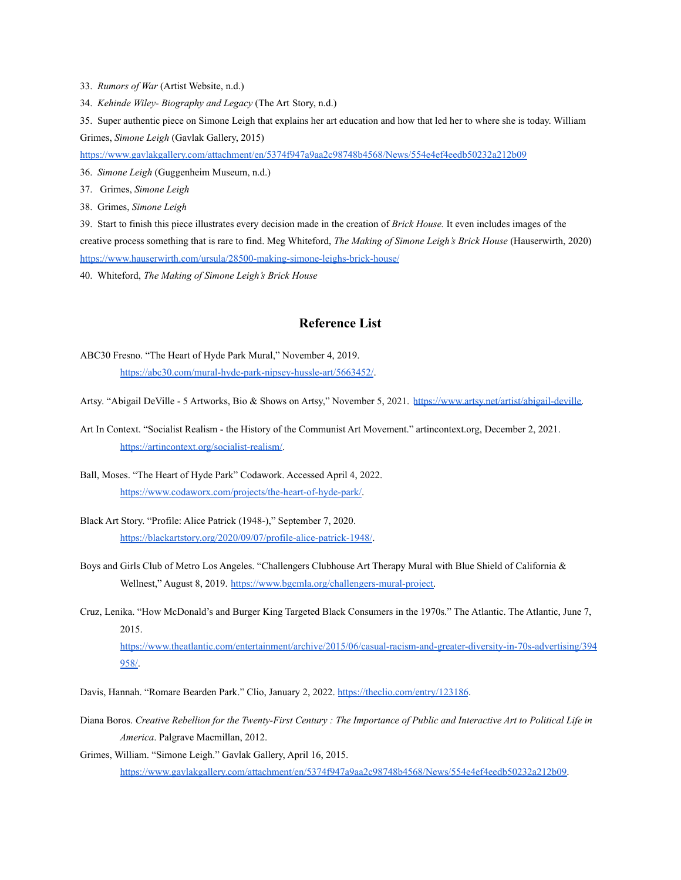33. *Rumors of War* (Artist Website, n.d.)

34. *Kehinde Wiley- Biography and Legacy* (The Art Story, n.d.)

35. Super authentic piece on Simone Leigh that explains her art education and how that led her to where she is today. William Grimes, *Simone Leigh* (Gavlak Gallery, 2015) https://www.gavlakgallery.com/attachment/en/5374f947a9aa2c98748b4568/News/554e4ef4eedb50232a212b09

36. *Simone Leigh* (Guggenheim Museum, n.d.)

37. Grimes, *Simone Leigh*

38. Grimes, *Simone Leigh*

39. Start to finish this piece illustrates every decision made in the creation of *Brick House.* It even includes images of the creative process something that is rare to find. Meg Whiteford, *The Making of Simone Leigh's Brick House* (Hauserwirth, 2020) https://www.hauserwirth.com/ursula/28500-making-simone-leighs-brick-house/

40. Whiteford, *The Making of Simone Leigh's Brick House*

## Reference List

ABC30 Fresno. "The Heart of Hyde Park Mural," November 4, 2019. https://abc30.com/mural-hyde-park-nipsey-hussle-art/5663452/.

Artsy. "Abigail DeVille - 5 Artworks, Bio & Shows on Artsy," November 5, 2021. https://www.artsy.net/artist/abigail-deville.

Art In Context. "Socialist Realism - the History of the Communist Art Movement." artincontext.org, December 2, 2021. https://artincontext.org/socialist-realism/.

Ball, Moses. "The Heart of Hyde Park" Codawork. Accessed April 4, 2022. https://www.codaworx.com/projects/the-heart-of-hyde-park/.

Black Art Story. "Profile: Alice Patrick (1948-)," September 7, 2020. https://blackartstory.org/2020/09/07/profile-alice-patrick-1948/.

Boys and Girls Club of Metro Los Angeles. "Challengers Clubhouse Art Therapy Mural with Blue Shield of California & Wellnest," August 8, 2019. https://www.bgcmla.org/challengers-mural-project.

Cruz, Lenika. "How McDonald's and Burger King Targeted Black Consumers in the 1970s." The Atlantic. The Atlantic, June 7, 2015. https://www.theatlantic.com/entertainment/archive/2015/06/casual-racism-and-greater-diversity-in-70s-advertising/394958/.

Davis, Hannah. "Romare Bearden Park." Clio, January 2, 2022. https://theclio.com/entry/123186.

Diana Boros. *Creative Rebellion for the Twenty-First Century : The Importance of Public and Interactive Art to Political Life in America*. Palgrave Macmillan, 2012.

Grimes, William. "Simone Leigh." Gavlak Gallery, April 16, 2015. https://www.gavlakgallery.com/attachment/en/5374f947a9aa2c98748b4568/News/554e4ef4eedb50232a212b09.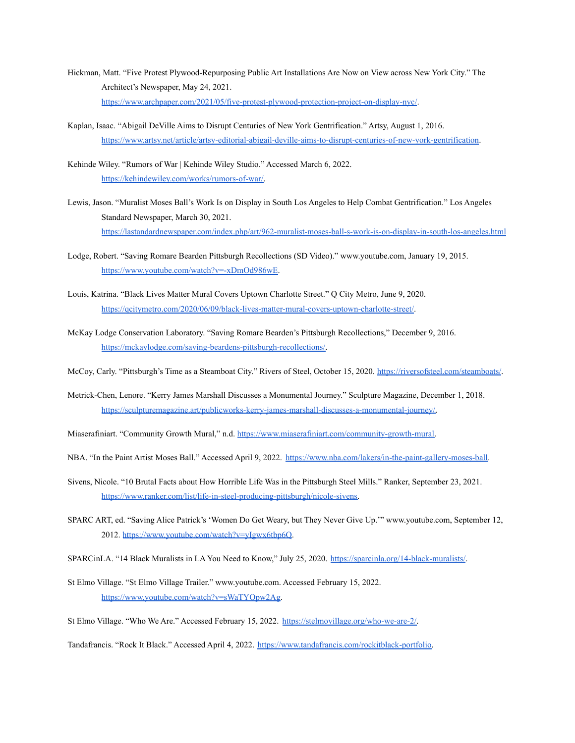Hickman, Matt. “Five Protest Plywood-Repurposing Public Art Installations Are Now on View across New York City.” The Architect’s Newspaper, May 24, 2021. https://www.archpaper.com/2021/05/five-protest-plywood-protection-project-on-display-nyc/.

Kaplan, Isaac. “Abigail DeVille Aims to Disrupt Centuries of New York Gentrification.” Artsy, August 1, 2016. https://www.artsy.net/article/artsy-editorial-abigail-deville-aims-to-disrupt-centuries-of-new-york-gentrification.

Kehinde Wiley. “Rumors of War | Kehinde Wiley Studio.” Accessed March 6, 2022. https://kehindewiley.com/works/rumors-of-war/.

Lewis, Jason. “Muralist Moses Ball’s Work Is on Display in South Los Angeles to Help Combat Gentrification.” Los Angeles Standard Newspaper, March 30, 2021. https://lastandardnewspaper.com/index.php/art/962-muralist-moses-ball-s-work-is-on-display-in-south-los-angeles.html

Lodge, Robert. “Saving Romare Bearden Pittsburgh Recollections (SD Video).” www.youtube.com, January 19, 2015. https://www.youtube.com/watch?v=-xDmOd986wE.

Louis, Katrina. “Black Lives Matter Mural Covers Uptown Charlotte Street.” Q City Metro, June 9, 2020. https://qcitymetro.com/2020/06/09/black-lives-matter-mural-covers-uptown-charlotte-street/.

McKay Lodge Conservation Laboratory. “Saving Romare Bearden’s Pittsburgh Recollections,” December 9, 2016. https://mckaylodge.com/saving-beardens-pittsburgh-recollections/.

McCoy, Carly. “Pittsburgh’s Time as a Steamboat City.” Rivers of Steel, October 15, 2020. https://riversofsteel.com/steamboats/.

Metrick-Chen, Lenore. “Kerry James Marshall Discusses a Monumental Journey.” Sculpture Magazine, December 1, 2018. https://sculpturemagazine.art/publicworks-kerry-james-marshall-discusses-a-monumental-journey/.

Miaserafiniart. “Community Growth Mural,” n.d. https://www.miaserafiniart.com/community-growth-mural.

NBA. “In the Paint Artist Moses Ball.” Accessed April 9, 2022. https://www.nba.com/lakers/in-the-paint-gallery-moses-ball.

Sivens, Nicole. “10 Brutal Facts about How Horrible Life Was in the Pittsburgh Steel Mills.” Ranker, September 23, 2021. https://www.ranker.com/list/life-in-steel-producing-pittsburgh/nicole-sivens.

SPARC ART, ed. “Saving Alice Patrick’s ‘Women Do Get Weary, but They Never Give Up.’” www.youtube.com, September 12, 2012. https://www.youtube.com/watch?v=yIgwx6tbp6Q.

SPARCinLA. “14 Black Muralists in LA You Need to Know,” July 25, 2020. https://sparcinla.org/14-black-muralists/.

St Elmo Village. “St Elmo Village Trailer.” www.youtube.com. Accessed February 15, 2022. https://www.youtube.com/watch?v=sWaTYOpw2Ag.

St Elmo Village. “Who We Are.” Accessed February 15, 2022. https://stelmovillage.org/who-we-are-2/.

Tandafrancis. “Rock It Black.” Accessed April 4, 2022. https://www.tandafrancis.com/rockitblack-portfolio.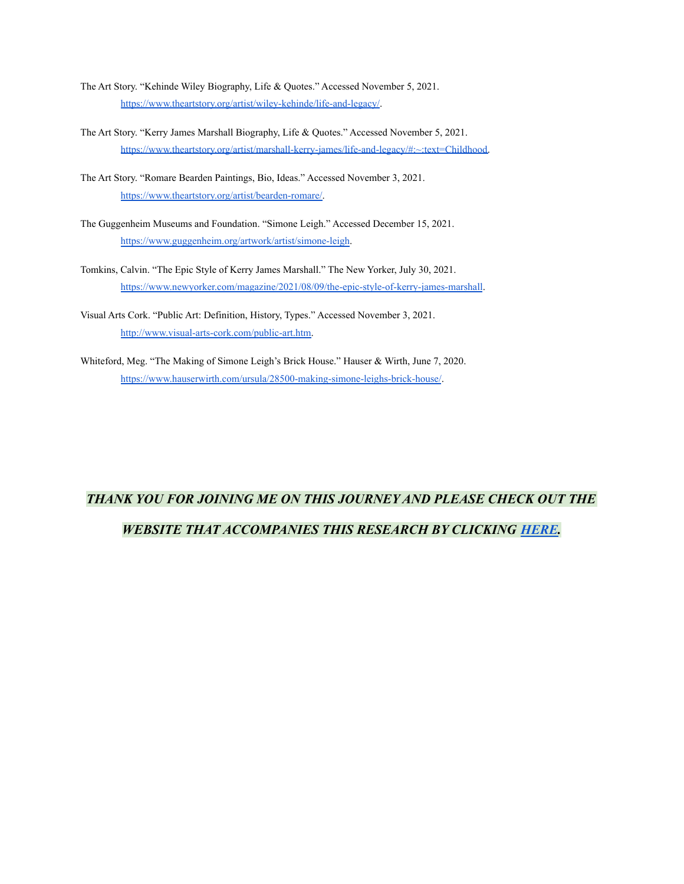The Art Story. “Kehinde Wiley Biography, Life & Quotes.” Accessed November 5, 2021. https://www.theartstory.org/artist/wiley-kehinde/life-and-legacy/.

The Art Story. “Kerry James Marshall Biography, Life & Quotes.” Accessed November 5, 2021. https://www.theartstory.org/artist/marshall-kerry-james/life-and-legacy/#:~:text=Childhood.

The Art Story. “Romare Bearden Paintings, Bio, Ideas.” Accessed November 3, 2021. https://www.theartstory.org/artist/bearden-romare/.

The Guggenheim Museums and Foundation. “Simone Leigh.” Accessed December 15, 2021. https://www.guggenheim.org/artwork/artist/simone-leigh.

Tomkins, Calvin. “The Epic Style of Kerry James Marshall.” The New Yorker, July 30, 2021. https://www.newyorker.com/magazine/2021/08/09/the-epic-style-of-kerry-james-marshall.

Visual Arts Cork. “Public Art: Definition, History, Types.” Accessed November 3, 2021. http://www.visual-arts-cork.com/public-art.htm.

Whiteford, Meg. “The Making of Simone Leigh’s Brick House.” Hauser & Wirth, June 7, 2020. https://www.hauserwirth.com/ursula/28500-making-simone-leighs-brick-house/.

***THANK YOU FOR JOINING ME ON THIS JOURNEY AND PLEASE CHECK OUT THE WEBSITE THAT ACCOMPANIES THIS RESEARCH BY CLICKING HERE.***